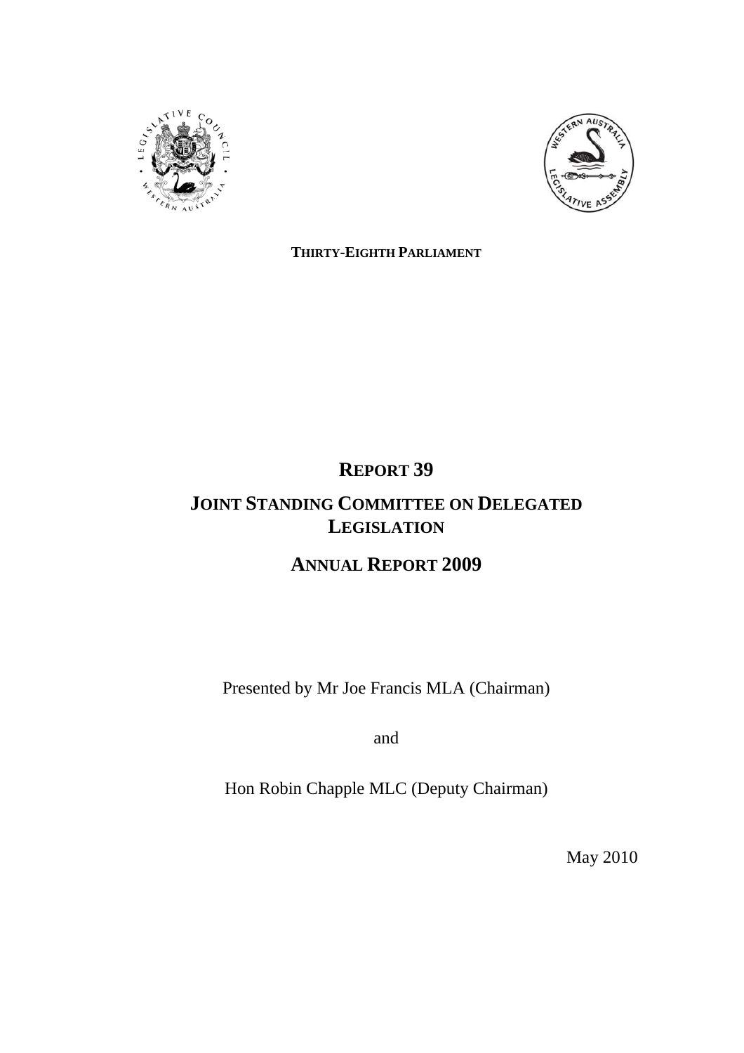**THIRTY-EIGHTH PARLIAMENT**

# REPORT 39

# JOINT STANDING COMMITTEE ON DELEGATED LEGISLATION

# ANNUAL REPORT 2009

Presented by Mr Joe Francis MLA (Chairman)

and

Hon Robin Chapple MLC (Deputy Chairman)

May 2010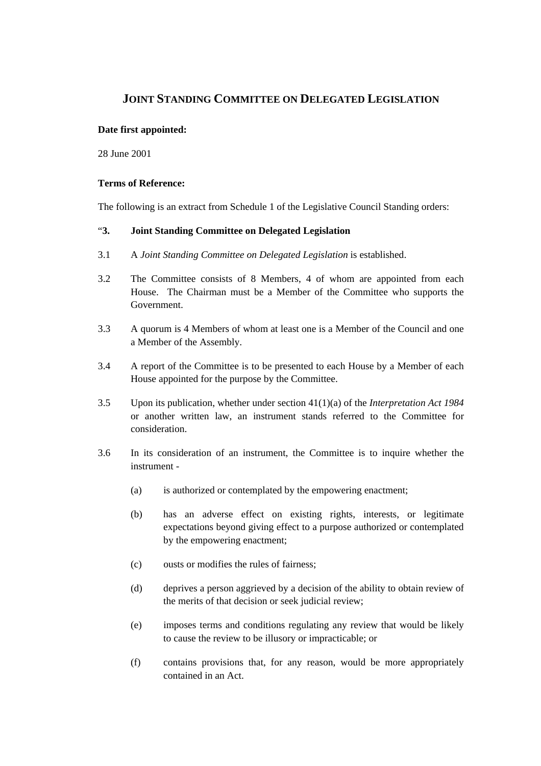# JOINT STANDING COMMITTEE ON DELEGATED LEGISLATION

**Date first appointed:**

28 June 2001

**Terms of Reference:**

The following is an extract from Schedule 1 of the Legislative Council Standing orders:

"**3. Joint Standing Committee on Delegated Legislation**

3.1 A *Joint Standing Committee on Delegated Legislation* is established.

3.2 The Committee consists of 8 Members, 4 of whom are appointed from each House. The Chairman must be a Member of the Committee who supports the Government.

3.3 A quorum is 4 Members of whom at least one is a Member of the Council and one a Member of the Assembly.

3.4 A report of the Committee is to be presented to each House by a Member of each House appointed for the purpose by the Committee.

3.5 Upon its publication, whether under section 41(1)(a) of the *Interpretation Act 1984* or another written law, an instrument stands referred to the Committee for consideration.

3.6 In its consideration of an instrument, the Committee is to inquire whether the instrument -

- (a) is authorized or contemplated by the empowering enactment;
- (b) has an adverse effect on existing rights, interests, or legitimate expectations beyond giving effect to a purpose authorized or contemplated by the empowering enactment;
- (c) ousts or modifies the rules of fairness;
- (d) deprives a person aggrieved by a decision of the ability to obtain review of the merits of that decision or seek judicial review;
- (e) imposes terms and conditions regulating any review that would be likely to cause the review to be illusory or impracticable; or
- (f) contains provisions that, for any reason, would be more appropriately contained in an Act.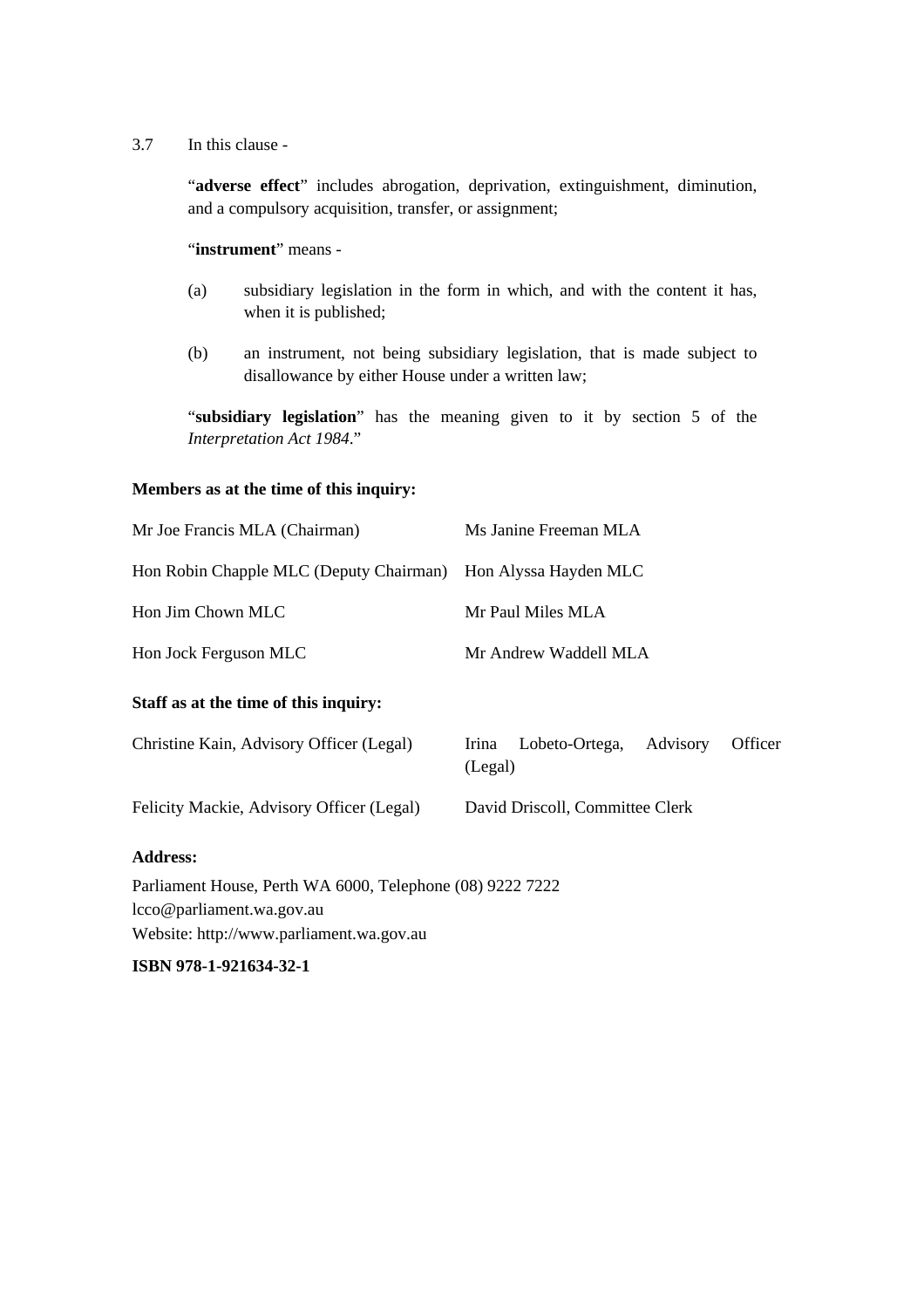3.7 In this clause -

"**adverse effect**" includes abrogation, deprivation, extinguishment, diminution, and a compulsory acquisition, transfer, or assignment;

"**instrument**" means -

(a) subsidiary legislation in the form in which, and with the content it has, when it is published;

(b) an instrument, not being subsidiary legislation, that is made subject to disallowance by either House under a written law;

"**subsidiary legislation**" has the meaning given to it by section 5 of the *Interpretation Act 1984*."

**Members as at the time of this inquiry:**

Mr Joe Francis MLA (Chairman)

Hon Robin Chapple MLC (Deputy Chairman)

Hon Jim Chown MLC

Hon Jock Ferguson MLC

Ms Janine Freeman MLA

Hon Alyssa Hayden MLC

Mr Paul Miles MLA

Mr Andrew Waddell MLA

**Staff as at the time of this inquiry:**

Christine Kain, Advisory Officer (Legal)

Felicity Mackie, Advisory Officer (Legal)

Irina Lobeto-Ortega, Advisory Officer (Legal)

David Driscoll, Committee Clerk

**Address:**

Parliament House, Perth WA 6000, Telephone (08) 9222 7222
lcco@parliament.wa.gov.au
Website: http://www.parliament.wa.gov.au

**ISBN 978-1-921634-32-1**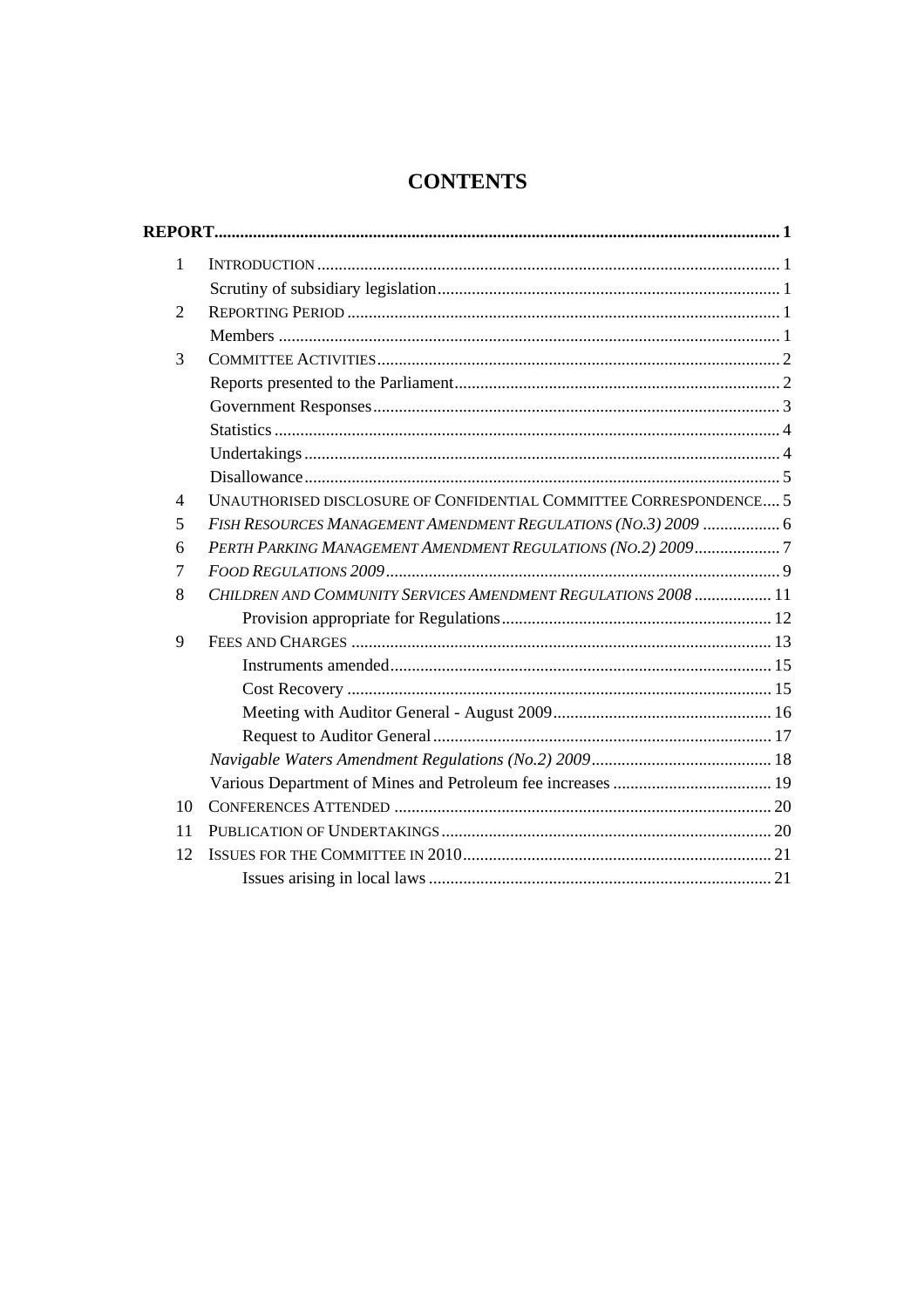# CONTENTS

| | | |
|---|---|---|
| **REPORT** | | **1** |
| 1 | INTRODUCTION | 1 |
| | Scrutiny of subsidiary legislation | 1 |
| 2 | REPORTING PERIOD | 1 |
| | Members | 1 |
| 3 | COMMITTEE ACTIVITIES | 2 |
| | Reports presented to the Parliament | 2 |
| | Government Responses | 3 |
| | Statistics | 4 |
| | Undertakings | 4 |
| | Disallowance | 5 |
| 4 | UNAUTHORISED DISCLOSURE OF CONFIDENTIAL COMMITTEE CORRESPONDENCE | 5 |
| 5 | *FISH RESOURCES MANAGEMENT AMENDMENT REGULATIONS (NO.3) 2009* | 6 |
| 6 | *PERTH PARKING MANAGEMENT AMENDMENT REGULATIONS (NO.2) 2009* | 7 |
| 7 | *FOOD REGULATIONS 2009* | 9 |
| 8 | *CHILDREN AND COMMUNITY SERVICES AMENDMENT REGULATIONS 2008* | 11 |
| | Provision appropriate for Regulations | 12 |
| 9 | FEES AND CHARGES | 13 |
| | Instruments amended | 15 |
| | Cost Recovery | 15 |
| | Meeting with Auditor General - August 2009 | 16 |
| | Request to Auditor General | 17 |
| | *Navigable Waters Amendment Regulations (No.2) 2009* | 18 |
| | Various Department of Mines and Petroleum fee increases | 19 |
| 10 | CONFERENCES ATTENDED | 20 |
| 11 | PUBLICATION OF UNDERTAKINGS | 20 |
| 12 | ISSUES FOR THE COMMITTEE IN 2010 | 21 |
| | Issues arising in local laws | 21 |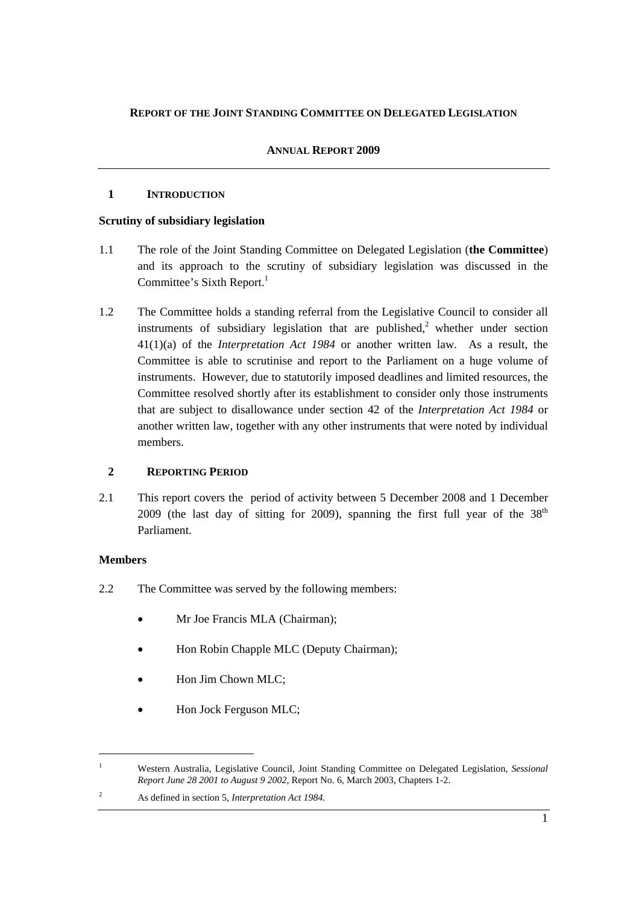**REPORT OF THE JOINT STANDING COMMITTEE ON DELEGATED LEGISLATION**

**ANNUAL REPORT 2009**

---

## 1 INTRODUCTION

### Scrutiny of subsidiary legislation

1.1 The role of the Joint Standing Committee on Delegated Legislation (**the Committee**) and its approach to the scrutiny of subsidiary legislation was discussed in the Committee's Sixth Report.[1]

1.2 The Committee holds a standing referral from the Legislative Council to consider all instruments of subsidiary legislation that are published,[2] whether under section 41(1)(a) of the *Interpretation Act 1984* or another written law. As a result, the Committee is able to scrutinise and report to the Parliament on a huge volume of instruments. However, due to statutorily imposed deadlines and limited resources, the Committee resolved shortly after its establishment to consider only those instruments that are subject to disallowance under section 42 of the *Interpretation Act 1984* or another written law, together with any other instruments that were noted by individual members.

## 2 REPORTING PERIOD

2.1 This report covers the period of activity between 5 December 2008 and 1 December 2009 (the last day of sitting for 2009), spanning the first full year of the 38th Parliament.

### Members

2.2 The Committee was served by the following members:

- Mr Joe Francis MLA (Chairman);
- Hon Robin Chapple MLC (Deputy Chairman);
- Hon Jim Chown MLC;
- Hon Jock Ferguson MLC;

---

[1] Western Australia, Legislative Council, Joint Standing Committee on Delegated Legislation, *Sessional Report June 28 2001 to August 9 2002*, Report No. 6, March 2003, Chapters 1-2.

[2] As defined in section 5, *Interpretation Act 1984.*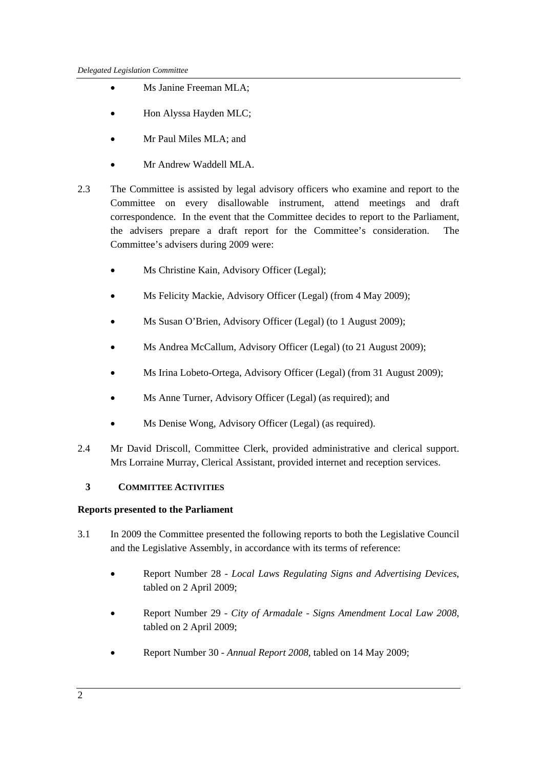- Ms Janine Freeman MLA;
- Hon Alyssa Hayden MLC;
- Mr Paul Miles MLA; and
- Mr Andrew Waddell MLA.

2.3 The Committee is assisted by legal advisory officers who examine and report to the Committee on every disallowable instrument, attend meetings and draft correspondence. In the event that the Committee decides to report to the Parliament, the advisers prepare a draft report for the Committee's consideration. The Committee's advisers during 2009 were:

- Ms Christine Kain, Advisory Officer (Legal);
- Ms Felicity Mackie, Advisory Officer (Legal) (from 4 May 2009);
- Ms Susan O'Brien, Advisory Officer (Legal) (to 1 August 2009);
- Ms Andrea McCallum, Advisory Officer (Legal) (to 21 August 2009);
- Ms Irina Lobeto-Ortega, Advisory Officer (Legal) (from 31 August 2009);
- Ms Anne Turner, Advisory Officer (Legal) (as required); and
- Ms Denise Wong, Advisory Officer (Legal) (as required).

2.4 Mr David Driscoll, Committee Clerk, provided administrative and clerical support. Mrs Lorraine Murray, Clerical Assistant, provided internet and reception services.

## 3 COMMITTEE ACTIVITIES

**Reports presented to the Parliament**

3.1 In 2009 the Committee presented the following reports to both the Legislative Council and the Legislative Assembly, in accordance with its terms of reference:

- Report Number 28 - *Local Laws Regulating Signs and Advertising Devices*, tabled on 2 April 2009;
- Report Number 29 - *City of Armadale - Signs Amendment Local Law 2008*, tabled on 2 April 2009;
- Report Number 30 - *Annual Report 2008*, tabled on 14 May 2009;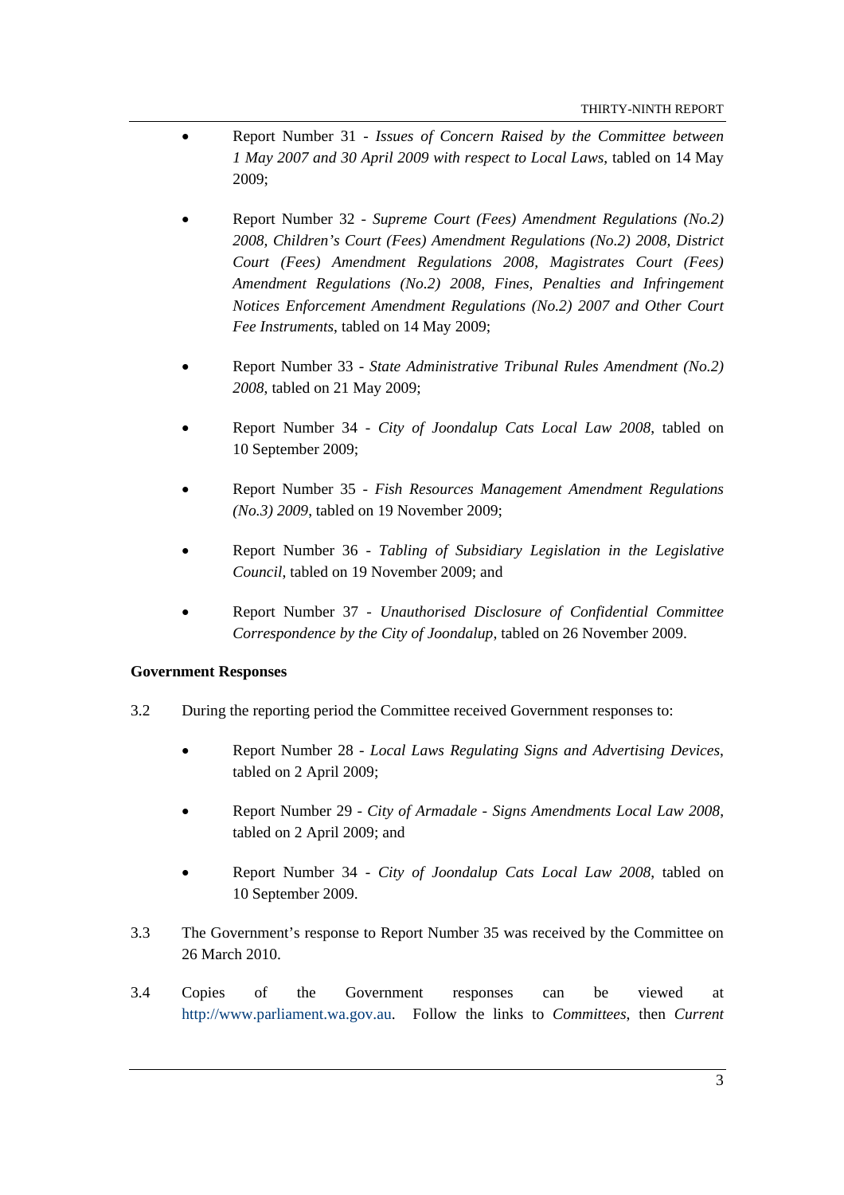- Report Number 31 - *Issues of Concern Raised by the Committee between 1 May 2007 and 30 April 2009 with respect to Local Laws*, tabled on 14 May 2009;

- Report Number 32 - *Supreme Court (Fees) Amendment Regulations (No.2) 2008, Children's Court (Fees) Amendment Regulations (No.2) 2008, District Court (Fees) Amendment Regulations 2008, Magistrates Court (Fees) Amendment Regulations (No.2) 2008, Fines, Penalties and Infringement Notices Enforcement Amendment Regulations (No.2) 2007 and Other Court Fee Instruments*, tabled on 14 May 2009;

- Report Number 33 - *State Administrative Tribunal Rules Amendment (No.2) 2008*, tabled on 21 May 2009;

- Report Number 34 - *City of Joondalup Cats Local Law 2008*, tabled on 10 September 2009;

- Report Number 35 - *Fish Resources Management Amendment Regulations (No.3) 2009*, tabled on 19 November 2009;

- Report Number 36 - *Tabling of Subsidiary Legislation in the Legislative Council*, tabled on 19 November 2009; and

- Report Number 37 - *Unauthorised Disclosure of Confidential Committee Correspondence by the City of Joondalup*, tabled on 26 November 2009.

**Government Responses**

3.2 During the reporting period the Committee received Government responses to:

- Report Number 28 - *Local Laws Regulating Signs and Advertising Devices*, tabled on 2 April 2009;

- Report Number 29 - *City of Armadale - Signs Amendments Local Law 2008*, tabled on 2 April 2009; and

- Report Number 34 - *City of Joondalup Cats Local Law 2008*, tabled on 10 September 2009.

3.3 The Government's response to Report Number 35 was received by the Committee on 26 March 2010.

3.4 Copies of the Government responses can be viewed at http://www.parliament.wa.gov.au. Follow the links to *Committees*, then *Current*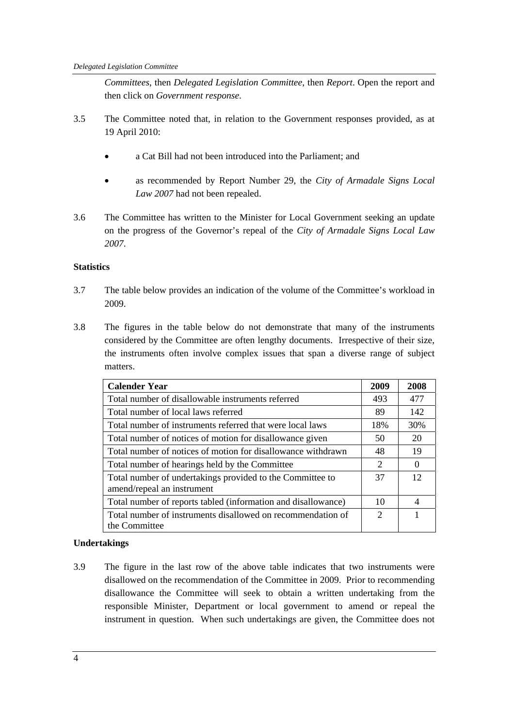*Committees*, then *Delegated Legislation Committee*, then *Report*. Open the report and then click on *Government response*.

3.5 The Committee noted that, in relation to the Government responses provided, as at 19 April 2010:

- a Cat Bill had not been introduced into the Parliament; and
- as recommended by Report Number 29, the *City of Armadale Signs Local Law 2007* had not been repealed.

3.6 The Committee has written to the Minister for Local Government seeking an update on the progress of the Governor's repeal of the *City of Armadale Signs Local Law 2007*.

**Statistics**

3.7 The table below provides an indication of the volume of the Committee's workload in 2009.

3.8 The figures in the table below do not demonstrate that many of the instruments considered by the Committee are often lengthy documents. Irrespective of their size, the instruments often involve complex issues that span a diverse range of subject matters.

| **Calender Year** | **2009** | **2008** |
|---|---|---|
| Total number of disallowable instruments referred | 493 | 477 |
| Total number of local laws referred | 89 | 142 |
| Total number of instruments referred that were local laws | 18% | 30% |
| Total number of notices of motion for disallowance given | 50 | 20 |
| Total number of notices of motion for disallowance withdrawn | 48 | 19 |
| Total number of hearings held by the Committee | 2 | 0 |
| Total number of undertakings provided to the Committee to amend/repeal an instrument | 37 | 12 |
| Total number of reports tabled (information and disallowance) | 10 | 4 |
| Total number of instruments disallowed on recommendation of the Committee | 2 | 1 |

**Undertakings**

3.9 The figure in the last row of the above table indicates that two instruments were disallowed on the recommendation of the Committee in 2009. Prior to recommending disallowance the Committee will seek to obtain a written undertaking from the responsible Minister, Department or local government to amend or repeal the instrument in question. When such undertakings are given, the Committee does not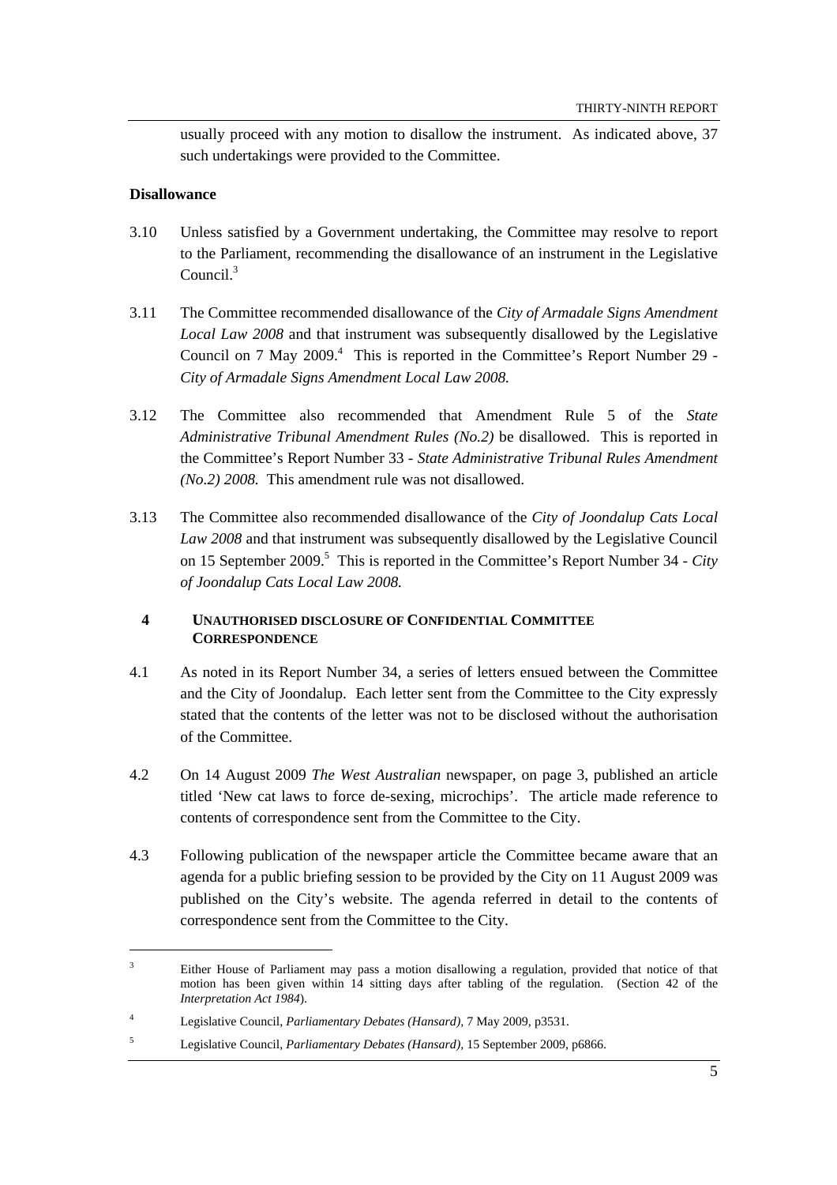usually proceed with any motion to disallow the instrument. As indicated above, 37 such undertakings were provided to the Committee.

**Disallowance**

3.10 Unless satisfied by a Government undertaking, the Committee may resolve to report to the Parliament, recommending the disallowance of an instrument in the Legislative Council.[3]

3.11 The Committee recommended disallowance of the *City of Armadale Signs Amendment Local Law 2008* and that instrument was subsequently disallowed by the Legislative Council on 7 May 2009.[4] This is reported in the Committee's Report Number 29 - *City of Armadale Signs Amendment Local Law 2008.*

3.12 The Committee also recommended that Amendment Rule 5 of the *State Administrative Tribunal Amendment Rules (No.2)* be disallowed. This is reported in the Committee's Report Number 33 - *State Administrative Tribunal Rules Amendment (No.2) 2008.* This amendment rule was not disallowed.

3.13 The Committee also recommended disallowance of the *City of Joondalup Cats Local Law 2008* and that instrument was subsequently disallowed by the Legislative Council on 15 September 2009.[5] This is reported in the Committee's Report Number 34 - *City of Joondalup Cats Local Law 2008.*

## 4 UNAUTHORISED DISCLOSURE OF CONFIDENTIAL COMMITTEE CORRESPONDENCE

4.1 As noted in its Report Number 34, a series of letters ensued between the Committee and the City of Joondalup. Each letter sent from the Committee to the City expressly stated that the contents of the letter was not to be disclosed without the authorisation of the Committee.

4.2 On 14 August 2009 *The West Australian* newspaper, on page 3, published an article titled 'New cat laws to force de-sexing, microchips'. The article made reference to contents of correspondence sent from the Committee to the City.

4.3 Following publication of the newspaper article the Committee became aware that an agenda for a public briefing session to be provided by the City on 11 August 2009 was published on the City's website. The agenda referred in detail to the contents of correspondence sent from the Committee to the City.

---

[3] Either House of Parliament may pass a motion disallowing a regulation, provided that notice of that motion has been given within 14 sitting days after tabling of the regulation. (Section 42 of the *Interpretation Act 1984*).

[4] Legislative Council, *Parliamentary Debates (Hansard)*, 7 May 2009, p3531.

[5] Legislative Council, *Parliamentary Debates (Hansard)*, 15 September 2009, p6866.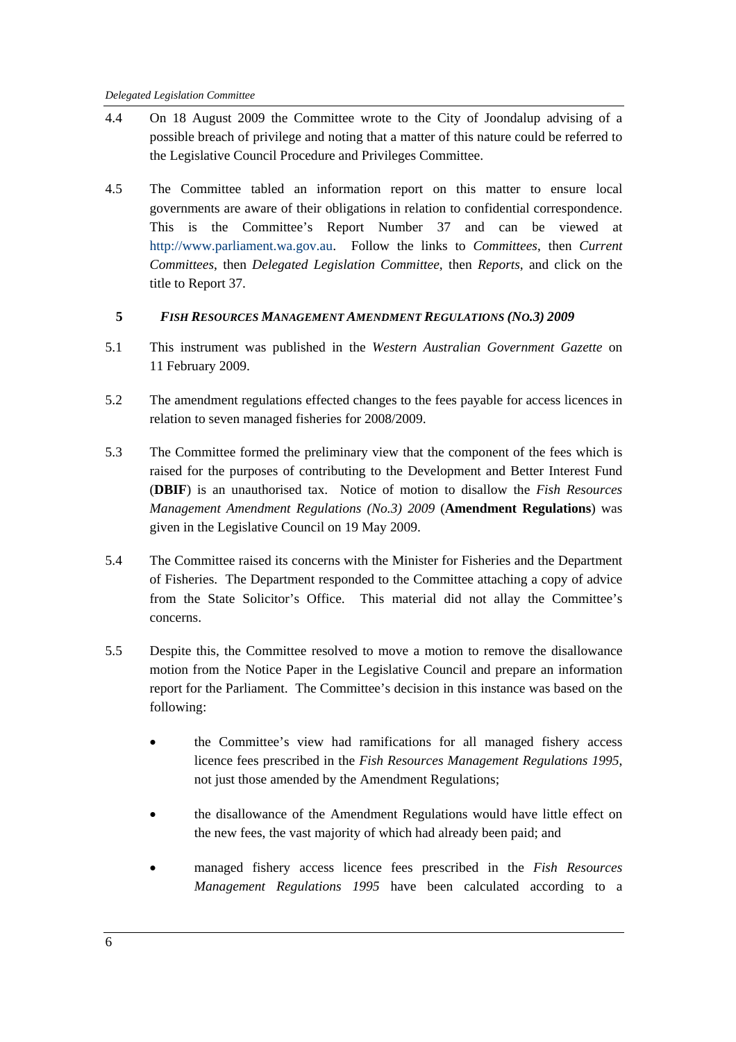4.4 On 18 August 2009 the Committee wrote to the City of Joondalup advising of a possible breach of privilege and noting that a matter of this nature could be referred to the Legislative Council Procedure and Privileges Committee.

4.5 The Committee tabled an information report on this matter to ensure local governments are aware of their obligations in relation to confidential correspondence. This is the Committee's Report Number 37 and can be viewed at http://www.parliament.wa.gov.au. Follow the links to *Committees*, then *Current Committees*, then *Delegated Legislation Committee*, then *Reports*, and click on the title to Report 37.

## 5 *FISH RESOURCES MANAGEMENT AMENDMENT REGULATIONS (NO.3) 2009*

5.1 This instrument was published in the *Western Australian Government Gazette* on 11 February 2009.

5.2 The amendment regulations effected changes to the fees payable for access licences in relation to seven managed fisheries for 2008/2009.

5.3 The Committee formed the preliminary view that the component of the fees which is raised for the purposes of contributing to the Development and Better Interest Fund (**DBIF**) is an unauthorised tax. Notice of motion to disallow the *Fish Resources Management Amendment Regulations (No.3) 2009* (**Amendment Regulations**) was given in the Legislative Council on 19 May 2009.

5.4 The Committee raised its concerns with the Minister for Fisheries and the Department of Fisheries. The Department responded to the Committee attaching a copy of advice from the State Solicitor's Office. This material did not allay the Committee's concerns.

5.5 Despite this, the Committee resolved to move a motion to remove the disallowance motion from the Notice Paper in the Legislative Council and prepare an information report for the Parliament. The Committee's decision in this instance was based on the following:

- the Committee's view had ramifications for all managed fishery access licence fees prescribed in the *Fish Resources Management Regulations 1995*, not just those amended by the Amendment Regulations;

- the disallowance of the Amendment Regulations would have little effect on the new fees, the vast majority of which had already been paid; and

- managed fishery access licence fees prescribed in the *Fish Resources Management Regulations 1995* have been calculated according to a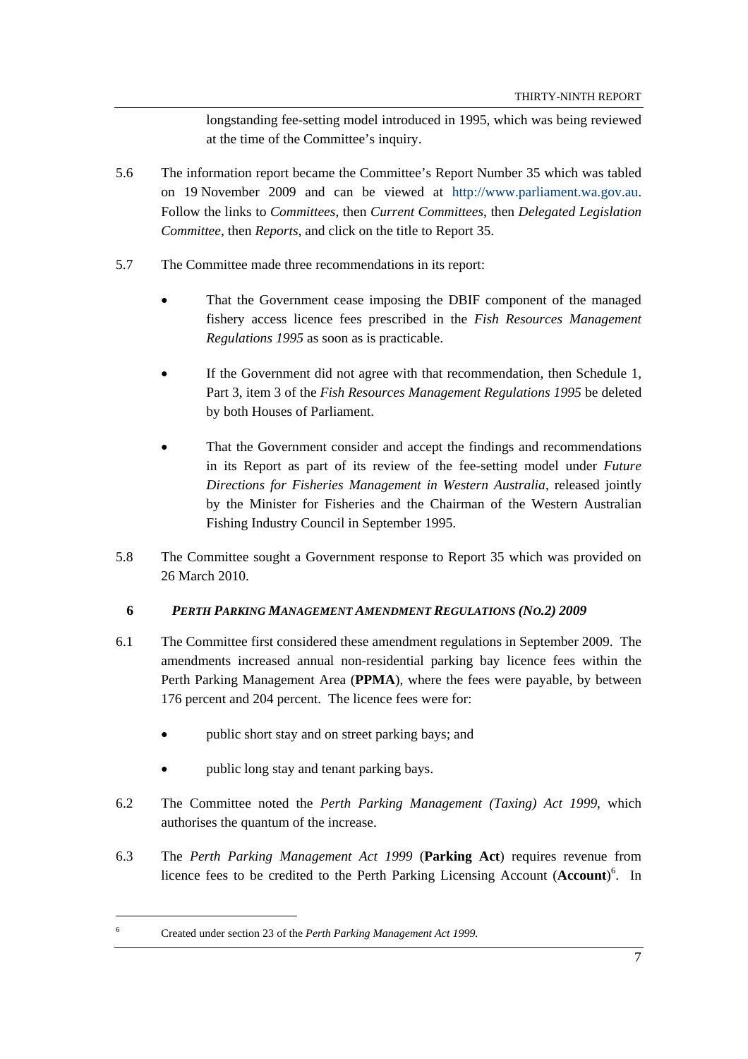longstanding fee-setting model introduced in 1995, which was being reviewed at the time of the Committee's inquiry.

5.6 The information report became the Committee's Report Number 35 which was tabled on 19 November 2009 and can be viewed at http://www.parliament.wa.gov.au. Follow the links to *Committees*, then *Current Committees*, then *Delegated Legislation Committee*, then *Reports*, and click on the title to Report 35.

5.7 The Committee made three recommendations in its report:

- That the Government cease imposing the DBIF component of the managed fishery access licence fees prescribed in the *Fish Resources Management Regulations 1995* as soon as is practicable.
- If the Government did not agree with that recommendation, then Schedule 1, Part 3, item 3 of the *Fish Resources Management Regulations 1995* be deleted by both Houses of Parliament.
- That the Government consider and accept the findings and recommendations in its Report as part of its review of the fee-setting model under *Future Directions for Fisheries Management in Western Australia*, released jointly by the Minister for Fisheries and the Chairman of the Western Australian Fishing Industry Council in September 1995.

5.8 The Committee sought a Government response to Report 35 which was provided on 26 March 2010.

## 6 *PERTH PARKING MANAGEMENT AMENDMENT REGULATIONS (NO.2) 2009*

6.1 The Committee first considered these amendment regulations in September 2009. The amendments increased annual non-residential parking bay licence fees within the Perth Parking Management Area (**PPMA**), where the fees were payable, by between 176 percent and 204 percent. The licence fees were for:

- public short stay and on street parking bays; and
- public long stay and tenant parking bays.

6.2 The Committee noted the *Perth Parking Management (Taxing) Act 1999*, which authorises the quantum of the increase.

6.3 The *Perth Parking Management Act 1999* (**Parking Act**) requires revenue from licence fees to be credited to the Perth Parking Licensing Account (**Account**)[6]. In

---

[6] Created under section 23 of the *Perth Parking Management Act 1999.*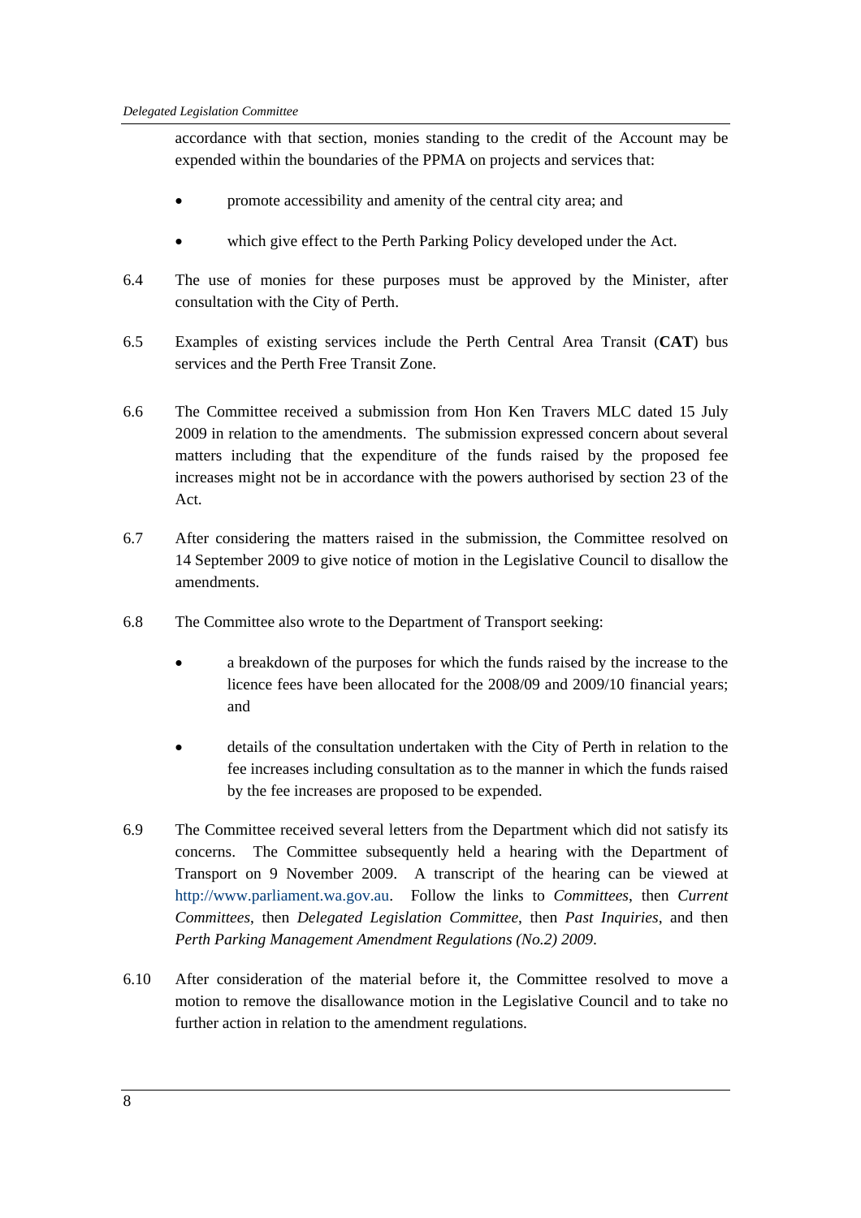accordance with that section, monies standing to the credit of the Account may be expended within the boundaries of the PPMA on projects and services that:

- promote accessibility and amenity of the central city area; and
- which give effect to the Perth Parking Policy developed under the Act.

6.4 The use of monies for these purposes must be approved by the Minister, after consultation with the City of Perth.

6.5 Examples of existing services include the Perth Central Area Transit (**CAT**) bus services and the Perth Free Transit Zone.

6.6 The Committee received a submission from Hon Ken Travers MLC dated 15 July 2009 in relation to the amendments. The submission expressed concern about several matters including that the expenditure of the funds raised by the proposed fee increases might not be in accordance with the powers authorised by section 23 of the Act.

6.7 After considering the matters raised in the submission, the Committee resolved on 14 September 2009 to give notice of motion in the Legislative Council to disallow the amendments.

6.8 The Committee also wrote to the Department of Transport seeking:

- a breakdown of the purposes for which the funds raised by the increase to the licence fees have been allocated for the 2008/09 and 2009/10 financial years; and
- details of the consultation undertaken with the City of Perth in relation to the fee increases including consultation as to the manner in which the funds raised by the fee increases are proposed to be expended.

6.9 The Committee received several letters from the Department which did not satisfy its concerns. The Committee subsequently held a hearing with the Department of Transport on 9 November 2009. A transcript of the hearing can be viewed at http://www.parliament.wa.gov.au. Follow the links to *Committees*, then *Current Committees*, then *Delegated Legislation Committee*, then *Past Inquiries*, and then *Perth Parking Management Amendment Regulations (No.2) 2009*.

6.10 After consideration of the material before it, the Committee resolved to move a motion to remove the disallowance motion in the Legislative Council and to take no further action in relation to the amendment regulations.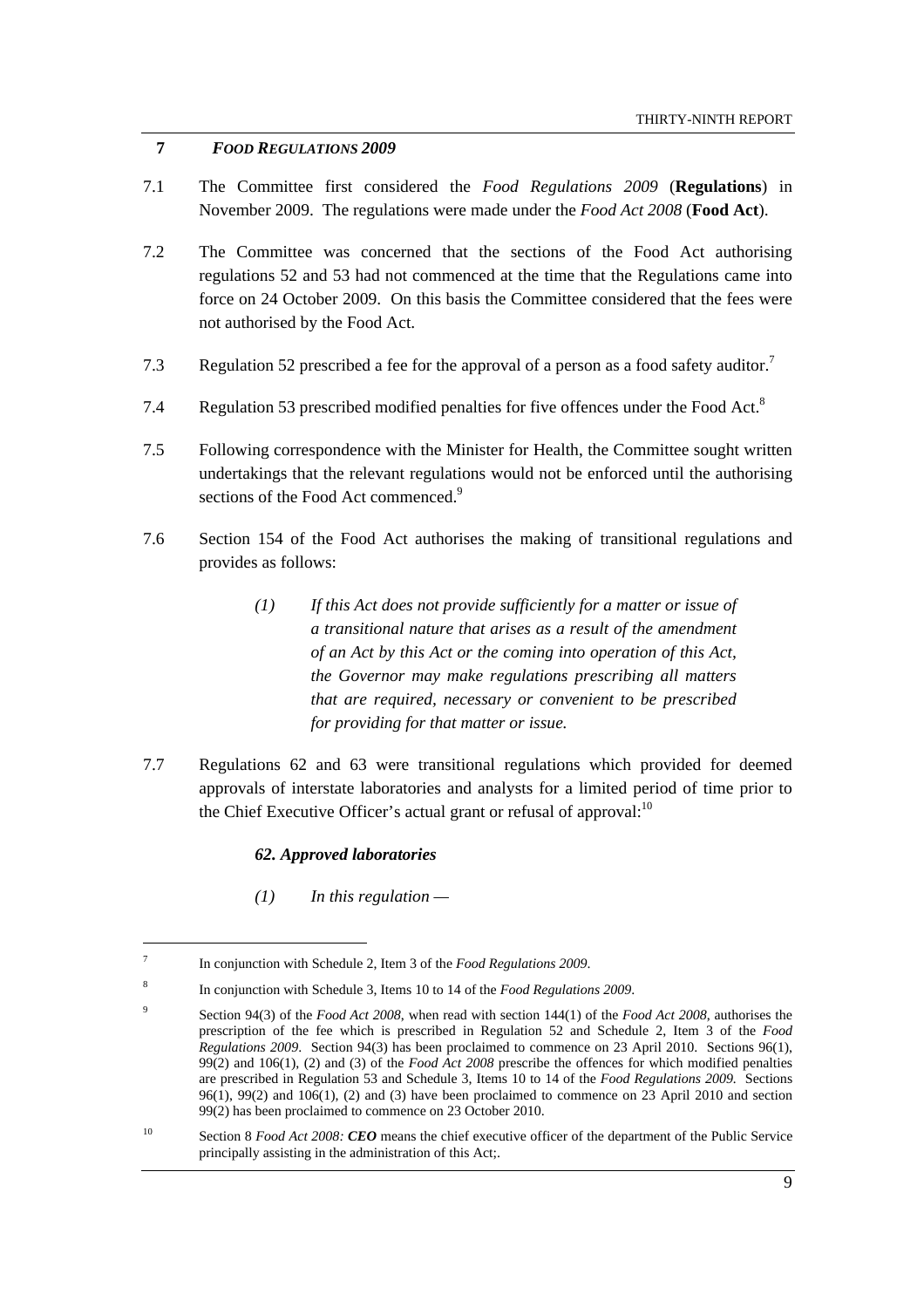## 7 *FOOD REGULATIONS 2009*

7.1 The Committee first considered the *Food Regulations 2009* (**Regulations**) in November 2009. The regulations were made under the *Food Act 2008* (**Food Act**).

7.2 The Committee was concerned that the sections of the Food Act authorising regulations 52 and 53 had not commenced at the time that the Regulations came into force on 24 October 2009. On this basis the Committee considered that the fees were not authorised by the Food Act.

7.3 Regulation 52 prescribed a fee for the approval of a person as a food safety auditor.[7]

7.4 Regulation 53 prescribed modified penalties for five offences under the Food Act.[8]

7.5 Following correspondence with the Minister for Health, the Committee sought written undertakings that the relevant regulations would not be enforced until the authorising sections of the Food Act commenced.[9]

7.6 Section 154 of the Food Act authorises the making of transitional regulations and provides as follows:

> *(1) If this Act does not provide sufficiently for a matter or issue of a transitional nature that arises as a result of the amendment of an Act by this Act or the coming into operation of this Act, the Governor may make regulations prescribing all matters that are required, necessary or convenient to be prescribed for providing for that matter or issue.*

7.7 Regulations 62 and 63 were transitional regulations which provided for deemed approvals of interstate laboratories and analysts for a limited period of time prior to the Chief Executive Officer's actual grant or refusal of approval:[10]

> ***62. Approved laboratories***
>
> *(1) In this regulation —*

---

[7] In conjunction with Schedule 2, Item 3 of the *Food Regulations 2009*.

[8] In conjunction with Schedule 3, Items 10 to 14 of the *Food Regulations 2009*.

[9] Section 94(3) of the *Food Act 2008*, when read with section 144(1) of the *Food Act 2008*, authorises the prescription of the fee which is prescribed in Regulation 52 and Schedule 2, Item 3 of the *Food Regulations 2009*. Section 94(3) has been proclaimed to commence on 23 April 2010. Sections 96(1), 99(2) and 106(1), (2) and (3) of the *Food Act 2008* prescribe the offences for which modified penalties are prescribed in Regulation 53 and Schedule 3, Items 10 to 14 of the *Food Regulations 2009.* Sections 96(1), 99(2) and 106(1), (2) and (3) have been proclaimed to commence on 23 April 2010 and section 99(2) has been proclaimed to commence on 23 October 2010.

[10] Section 8 *Food Act 2008: **CEO*** means the chief executive officer of the department of the Public Service principally assisting in the administration of this Act;.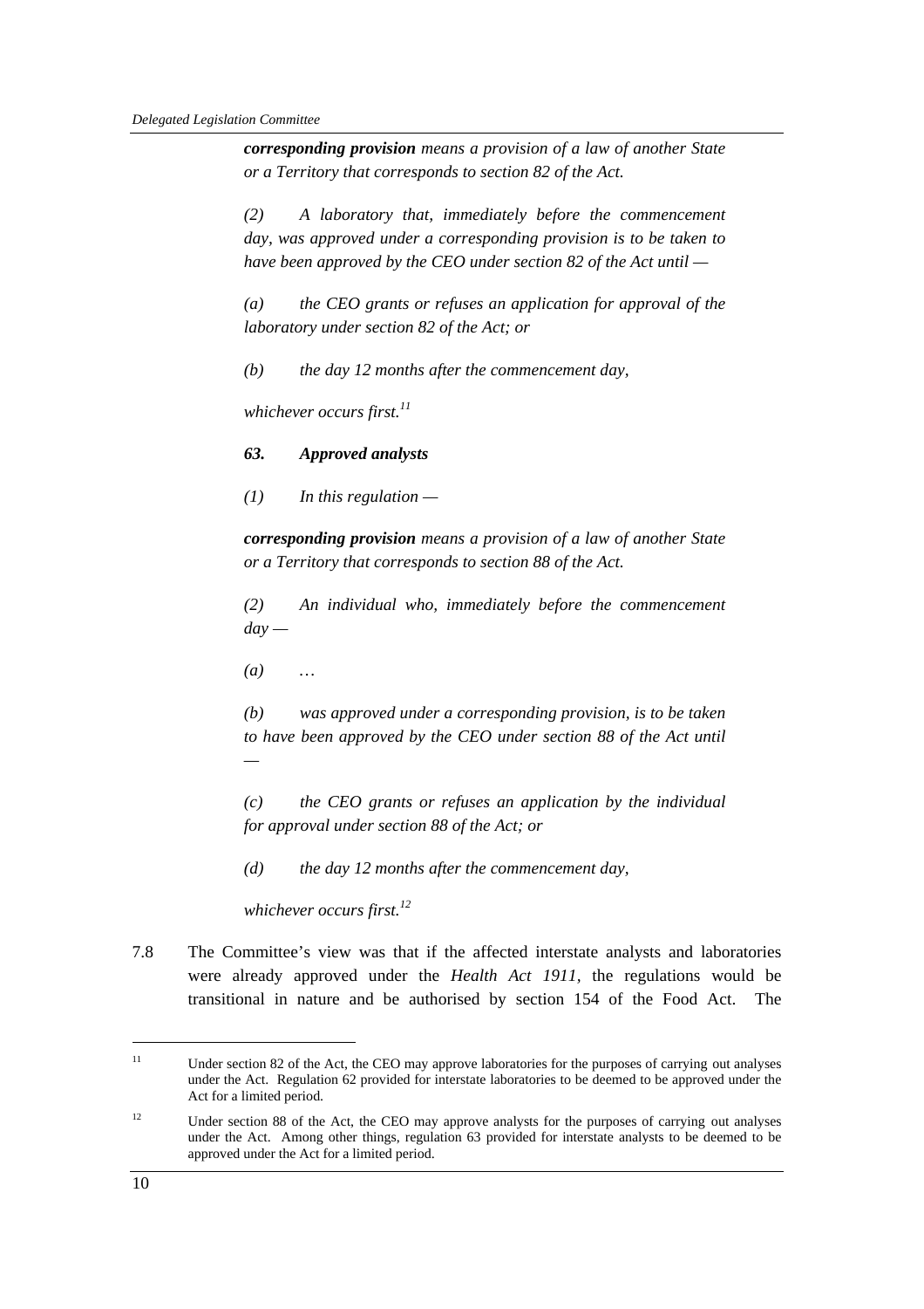*__corresponding provision__ means a provision of a law of another State or a Territory that corresponds to section 82 of the Act.*

*(2) A laboratory that, immediately before the commencement day, was approved under a corresponding provision is to be taken to have been approved by the CEO under section 82 of the Act until —*

*(a) the CEO grants or refuses an application for approval of the laboratory under section 82 of the Act; or*

*(b) the day 12 months after the commencement day,*

*whichever occurs first.*[11]

***63. Approved analysts***

*(1) In this regulation —*

*__corresponding provision__ means a provision of a law of another State or a Territory that corresponds to section 88 of the Act.*

*(2) An individual who, immediately before the commencement day —*

*(a) …*

*(b) was approved under a corresponding provision, is to be taken to have been approved by the CEO under section 88 of the Act until —*

*(c) the CEO grants or refuses an application by the individual for approval under section 88 of the Act; or*

*(d) the day 12 months after the commencement day,*

*whichever occurs first.*[12]

7.8 The Committee's view was that if the affected interstate analysts and laboratories were already approved under the *Health Act 1911*, the regulations would be transitional in nature and be authorised by section 154 of the Food Act. The

---

[11] Under section 82 of the Act, the CEO may approve laboratories for the purposes of carrying out analyses under the Act. Regulation 62 provided for interstate laboratories to be deemed to be approved under the Act for a limited period.

[12] Under section 88 of the Act, the CEO may approve analysts for the purposes of carrying out analyses under the Act. Among other things, regulation 63 provided for interstate analysts to be deemed to be approved under the Act for a limited period.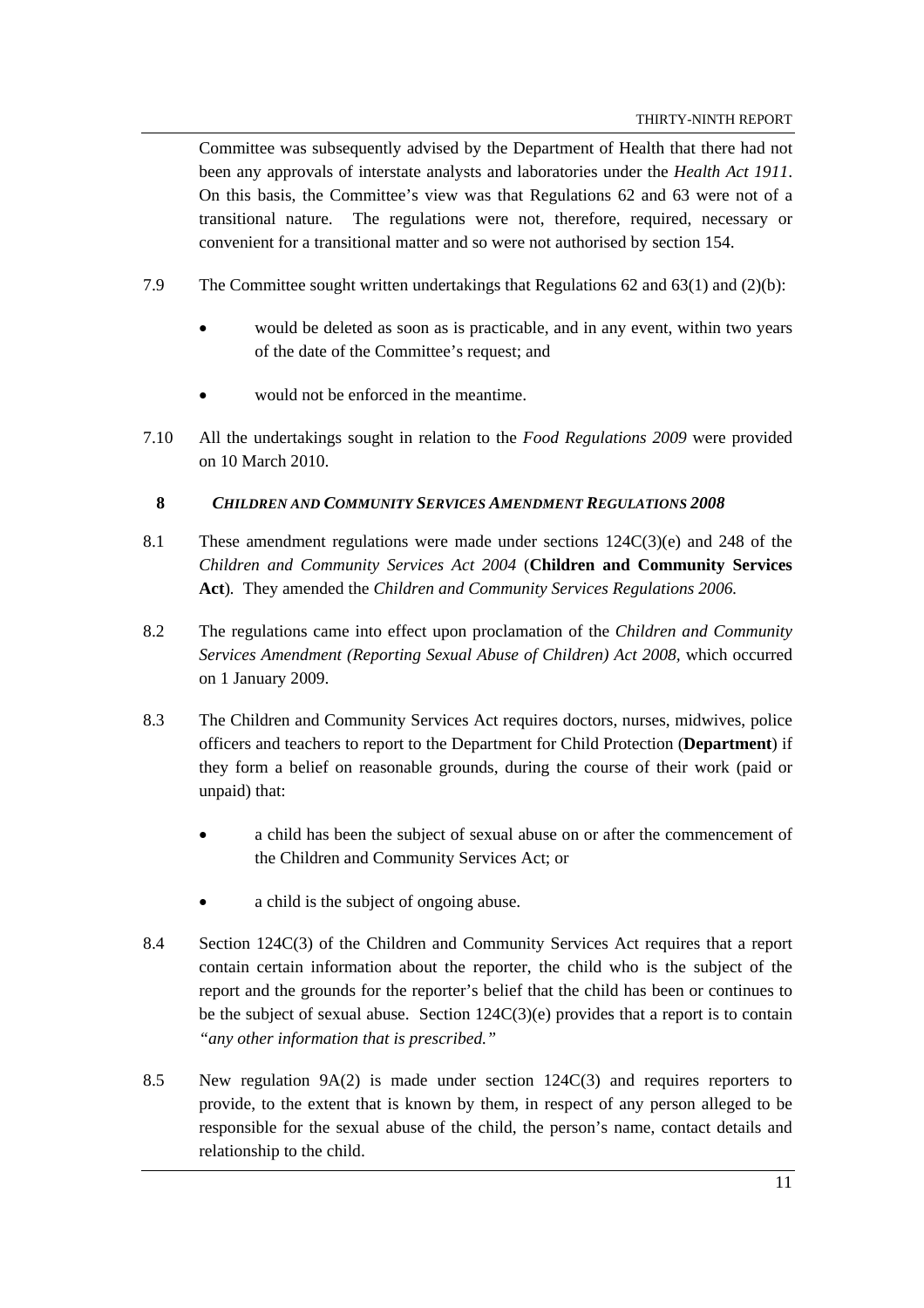Committee was subsequently advised by the Department of Health that there had not been any approvals of interstate analysts and laboratories under the *Health Act 1911*. On this basis, the Committee's view was that Regulations 62 and 63 were not of a transitional nature. The regulations were not, therefore, required, necessary or convenient for a transitional matter and so were not authorised by section 154.

7.9 The Committee sought written undertakings that Regulations 62 and 63(1) and (2)(b):

- would be deleted as soon as is practicable, and in any event, within two years of the date of the Committee's request; and
- would not be enforced in the meantime.

7.10 All the undertakings sought in relation to the *Food Regulations 2009* were provided on 10 March 2010.

## 8 *CHILDREN AND COMMUNITY SERVICES AMENDMENT REGULATIONS 2008*

8.1 These amendment regulations were made under sections 124C(3)(e) and 248 of the *Children and Community Services Act 2004* (**Children and Community Services Act**). They amended the *Children and Community Services Regulations 2006.*

8.2 The regulations came into effect upon proclamation of the *Children and Community Services Amendment (Reporting Sexual Abuse of Children) Act 2008*, which occurred on 1 January 2009.

8.3 The Children and Community Services Act requires doctors, nurses, midwives, police officers and teachers to report to the Department for Child Protection (**Department**) if they form a belief on reasonable grounds, during the course of their work (paid or unpaid) that:

- a child has been the subject of sexual abuse on or after the commencement of the Children and Community Services Act; or
- a child is the subject of ongoing abuse.

8.4 Section 124C(3) of the Children and Community Services Act requires that a report contain certain information about the reporter, the child who is the subject of the report and the grounds for the reporter's belief that the child has been or continues to be the subject of sexual abuse. Section 124C(3)(e) provides that a report is to contain *"any other information that is prescribed."*

8.5 New regulation 9A(2) is made under section 124C(3) and requires reporters to provide, to the extent that is known by them, in respect of any person alleged to be responsible for the sexual abuse of the child, the person's name, contact details and relationship to the child.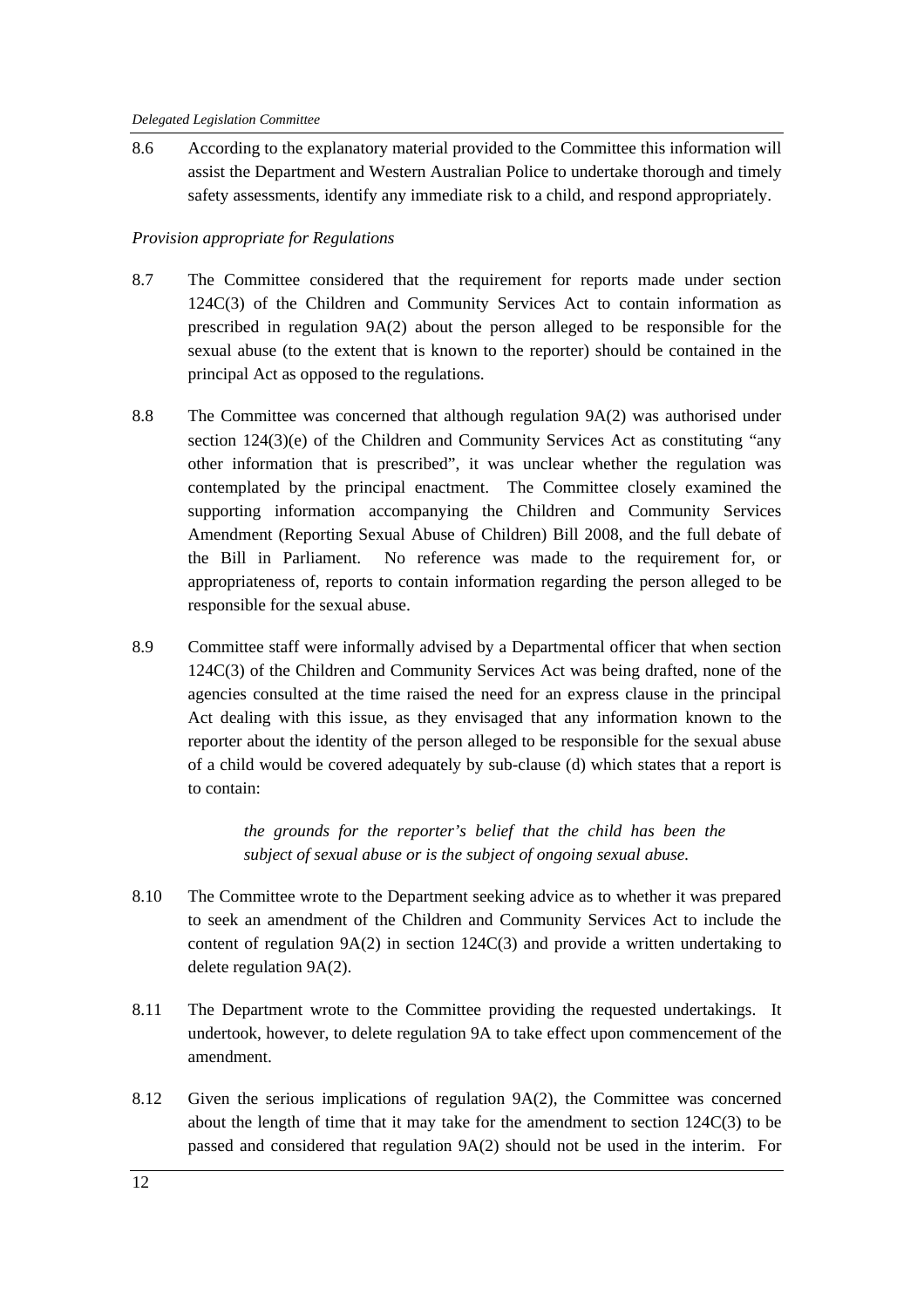8.6 According to the explanatory material provided to the Committee this information will assist the Department and Western Australian Police to undertake thorough and timely safety assessments, identify any immediate risk to a child, and respond appropriately.

*Provision appropriate for Regulations*

8.7 The Committee considered that the requirement for reports made under section 124C(3) of the Children and Community Services Act to contain information as prescribed in regulation 9A(2) about the person alleged to be responsible for the sexual abuse (to the extent that is known to the reporter) should be contained in the principal Act as opposed to the regulations.

8.8 The Committee was concerned that although regulation 9A(2) was authorised under section 124(3)(e) of the Children and Community Services Act as constituting "any other information that is prescribed", it was unclear whether the regulation was contemplated by the principal enactment. The Committee closely examined the supporting information accompanying the Children and Community Services Amendment (Reporting Sexual Abuse of Children) Bill 2008, and the full debate of the Bill in Parliament. No reference was made to the requirement for, or appropriateness of, reports to contain information regarding the person alleged to be responsible for the sexual abuse.

8.9 Committee staff were informally advised by a Departmental officer that when section 124C(3) of the Children and Community Services Act was being drafted, none of the agencies consulted at the time raised the need for an express clause in the principal Act dealing with this issue, as they envisaged that any information known to the reporter about the identity of the person alleged to be responsible for the sexual abuse of a child would be covered adequately by sub-clause (d) which states that a report is to contain:

> *the grounds for the reporter's belief that the child has been the subject of sexual abuse or is the subject of ongoing sexual abuse.*

8.10 The Committee wrote to the Department seeking advice as to whether it was prepared to seek an amendment of the Children and Community Services Act to include the content of regulation 9A(2) in section 124C(3) and provide a written undertaking to delete regulation 9A(2).

8.11 The Department wrote to the Committee providing the requested undertakings. It undertook, however, to delete regulation 9A to take effect upon commencement of the amendment.

8.12 Given the serious implications of regulation 9A(2), the Committee was concerned about the length of time that it may take for the amendment to section 124C(3) to be passed and considered that regulation 9A(2) should not be used in the interim. For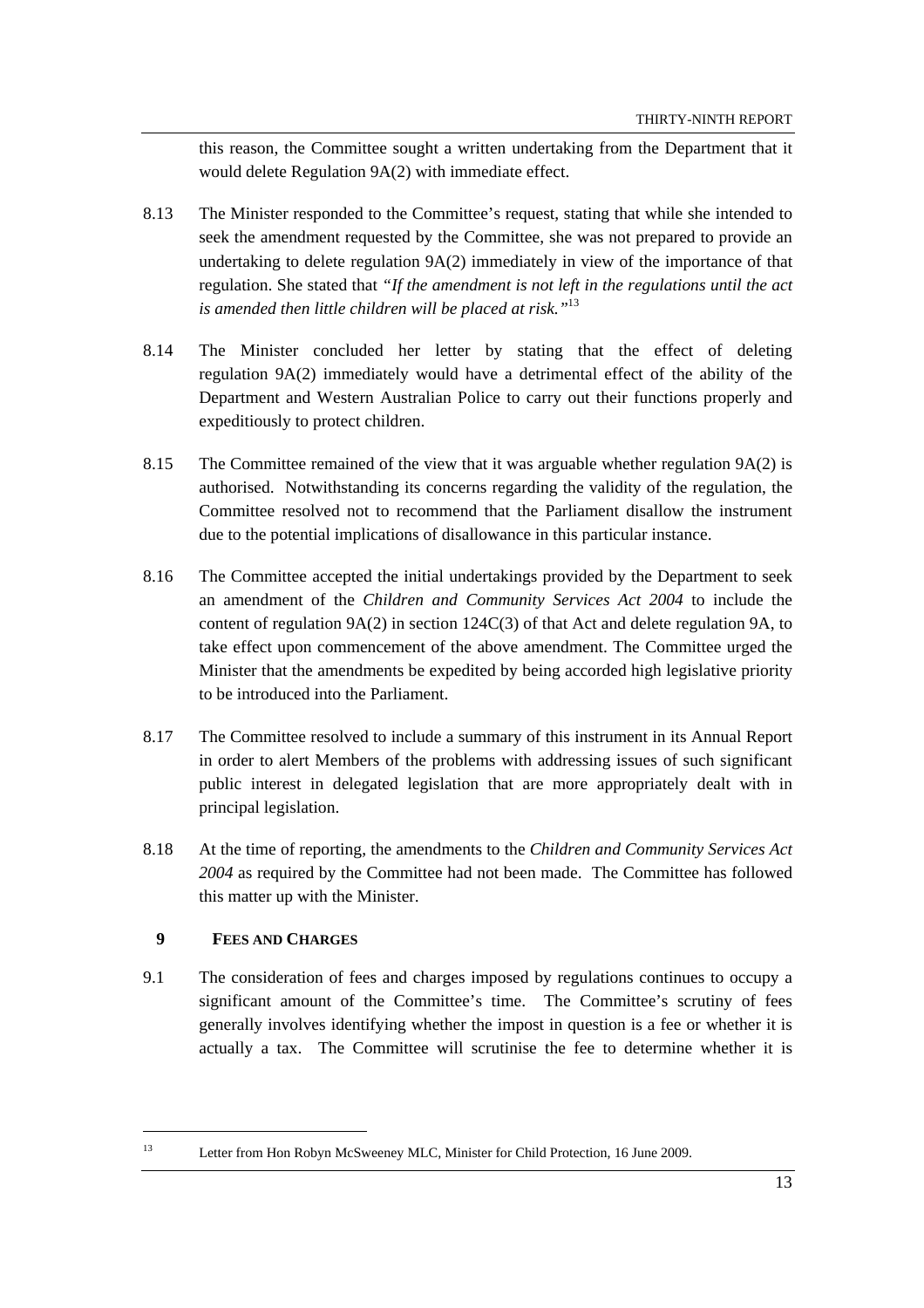this reason, the Committee sought a written undertaking from the Department that it would delete Regulation 9A(2) with immediate effect.

8.13 The Minister responded to the Committee's request, stating that while she intended to seek the amendment requested by the Committee, she was not prepared to provide an undertaking to delete regulation 9A(2) immediately in view of the importance of that regulation. She stated that *"If the amendment is not left in the regulations until the act is amended then little children will be placed at risk."*[13]

8.14 The Minister concluded her letter by stating that the effect of deleting regulation 9A(2) immediately would have a detrimental effect of the ability of the Department and Western Australian Police to carry out their functions properly and expeditiously to protect children.

8.15 The Committee remained of the view that it was arguable whether regulation 9A(2) is authorised. Notwithstanding its concerns regarding the validity of the regulation, the Committee resolved not to recommend that the Parliament disallow the instrument due to the potential implications of disallowance in this particular instance.

8.16 The Committee accepted the initial undertakings provided by the Department to seek an amendment of the *Children and Community Services Act 2004* to include the content of regulation 9A(2) in section 124C(3) of that Act and delete regulation 9A, to take effect upon commencement of the above amendment. The Committee urged the Minister that the amendments be expedited by being accorded high legislative priority to be introduced into the Parliament.

8.17 The Committee resolved to include a summary of this instrument in its Annual Report in order to alert Members of the problems with addressing issues of such significant public interest in delegated legislation that are more appropriately dealt with in principal legislation.

8.18 At the time of reporting, the amendments to the *Children and Community Services Act 2004* as required by the Committee had not been made. The Committee has followed this matter up with the Minister.

## 9 FEES AND CHARGES

9.1 The consideration of fees and charges imposed by regulations continues to occupy a significant amount of the Committee's time. The Committee's scrutiny of fees generally involves identifying whether the impost in question is a fee or whether it is actually a tax. The Committee will scrutinise the fee to determine whether it is

[13] Letter from Hon Robyn McSweeney MLC, Minister for Child Protection, 16 June 2009.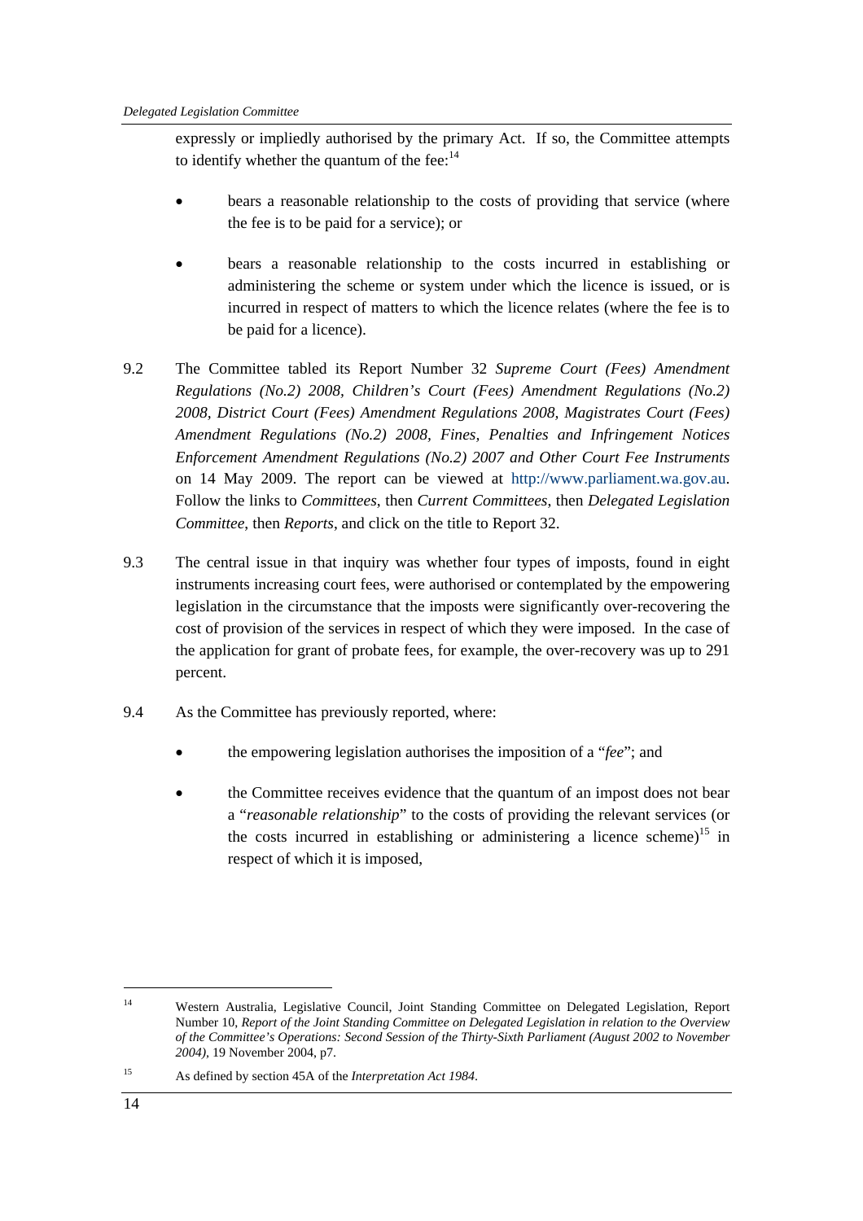expressly or impliedly authorised by the primary Act. If so, the Committee attempts to identify whether the quantum of the fee:[14]

- bears a reasonable relationship to the costs of providing that service (where the fee is to be paid for a service); or
- bears a reasonable relationship to the costs incurred in establishing or administering the scheme or system under which the licence is issued, or is incurred in respect of matters to which the licence relates (where the fee is to be paid for a licence).

9.2 The Committee tabled its Report Number 32 *Supreme Court (Fees) Amendment Regulations (No.2) 2008, Children's Court (Fees) Amendment Regulations (No.2) 2008, District Court (Fees) Amendment Regulations 2008, Magistrates Court (Fees) Amendment Regulations (No.2) 2008, Fines, Penalties and Infringement Notices Enforcement Amendment Regulations (No.2) 2007 and Other Court Fee Instruments* on 14 May 2009. The report can be viewed at http://www.parliament.wa.gov.au. Follow the links to *Committees*, then *Current Committees*, then *Delegated Legislation Committee*, then *Reports*, and click on the title to Report 32.

9.3 The central issue in that inquiry was whether four types of imposts, found in eight instruments increasing court fees, were authorised or contemplated by the empowering legislation in the circumstance that the imposts were significantly over-recovering the cost of provision of the services in respect of which they were imposed. In the case of the application for grant of probate fees, for example, the over-recovery was up to 291 percent.

9.4 As the Committee has previously reported, where:

- the empowering legislation authorises the imposition of a "*fee*"; and
- the Committee receives evidence that the quantum of an impost does not bear a "*reasonable relationship*" to the costs of providing the relevant services (or the costs incurred in establishing or administering a licence scheme)[15] in respect of which it is imposed,

---

[14] Western Australia, Legislative Council, Joint Standing Committee on Delegated Legislation, Report Number 10, *Report of the Joint Standing Committee on Delegated Legislation in relation to the Overview of the Committee's Operations: Second Session of the Thirty-Sixth Parliament (August 2002 to November 2004)*, 19 November 2004, p7.

[15] As defined by section 45A of the *Interpretation Act 1984*.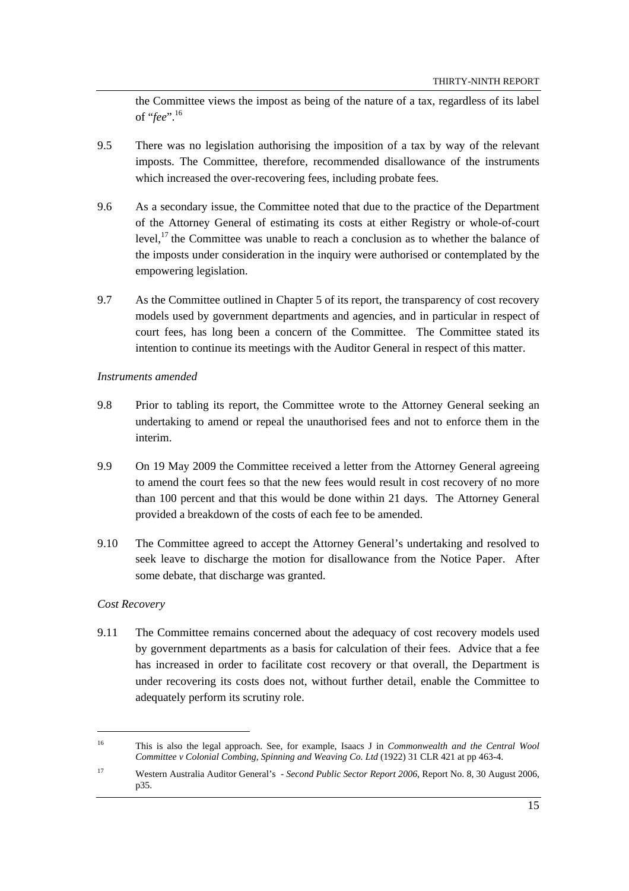the Committee views the impost as being of the nature of a tax, regardless of its label of "*fee*".[16]

9.5 There was no legislation authorising the imposition of a tax by way of the relevant imposts. The Committee, therefore, recommended disallowance of the instruments which increased the over-recovering fees, including probate fees.

9.6 As a secondary issue, the Committee noted that due to the practice of the Department of the Attorney General of estimating its costs at either Registry or whole-of-court level,[17] the Committee was unable to reach a conclusion as to whether the balance of the imposts under consideration in the inquiry were authorised or contemplated by the empowering legislation.

9.7 As the Committee outlined in Chapter 5 of its report, the transparency of cost recovery models used by government departments and agencies, and in particular in respect of court fees, has long been a concern of the Committee. The Committee stated its intention to continue its meetings with the Auditor General in respect of this matter.

*Instruments amended*

9.8 Prior to tabling its report, the Committee wrote to the Attorney General seeking an undertaking to amend or repeal the unauthorised fees and not to enforce them in the interim.

9.9 On 19 May 2009 the Committee received a letter from the Attorney General agreeing to amend the court fees so that the new fees would result in cost recovery of no more than 100 percent and that this would be done within 21 days. The Attorney General provided a breakdown of the costs of each fee to be amended.

9.10 The Committee agreed to accept the Attorney General's undertaking and resolved to seek leave to discharge the motion for disallowance from the Notice Paper. After some debate, that discharge was granted.

*Cost Recovery*

9.11 The Committee remains concerned about the adequacy of cost recovery models used by government departments as a basis for calculation of their fees. Advice that a fee has increased in order to facilitate cost recovery or that overall, the Department is under recovering its costs does not, without further detail, enable the Committee to adequately perform its scrutiny role.

---

[16] This is also the legal approach. See, for example, Isaacs J in *Commonwealth and the Central Wool Committee v Colonial Combing, Spinning and Weaving Co. Ltd* (1922) 31 CLR 421 at pp 463-4.

[17] Western Australia Auditor General's - *Second Public Sector Report 2006*, Report No. 8, 30 August 2006, p35.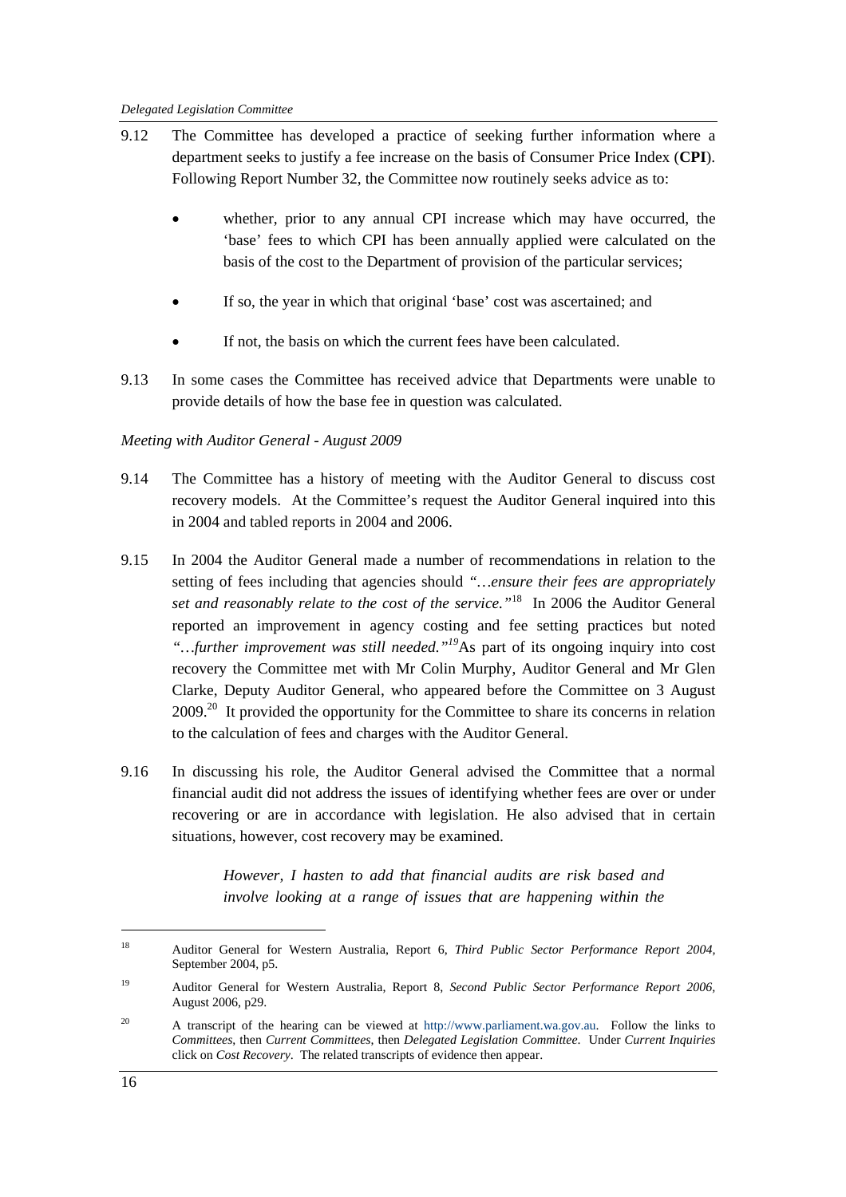9.12 The Committee has developed a practice of seeking further information where a department seeks to justify a fee increase on the basis of Consumer Price Index (**CPI**). Following Report Number 32, the Committee now routinely seeks advice as to:

- whether, prior to any annual CPI increase which may have occurred, the 'base' fees to which CPI has been annually applied were calculated on the basis of the cost to the Department of provision of the particular services;
- If so, the year in which that original 'base' cost was ascertained; and
- If not, the basis on which the current fees have been calculated.

9.13 In some cases the Committee has received advice that Departments were unable to provide details of how the base fee in question was calculated.

*Meeting with Auditor General - August 2009*

9.14 The Committee has a history of meeting with the Auditor General to discuss cost recovery models. At the Committee's request the Auditor General inquired into this in 2004 and tabled reports in 2004 and 2006.

9.15 In 2004 the Auditor General made a number of recommendations in relation to the setting of fees including that agencies should *"…ensure their fees are appropriately set and reasonably relate to the cost of the service."*[18] In 2006 the Auditor General reported an improvement in agency costing and fee setting practices but noted *"…further improvement was still needed."*[19] As part of its ongoing inquiry into cost recovery the Committee met with Mr Colin Murphy, Auditor General and Mr Glen Clarke, Deputy Auditor General, who appeared before the Committee on 3 August 2009.[20] It provided the opportunity for the Committee to share its concerns in relation to the calculation of fees and charges with the Auditor General.

9.16 In discussing his role, the Auditor General advised the Committee that a normal financial audit did not address the issues of identifying whether fees are over or under recovering or are in accordance with legislation. He also advised that in certain situations, however, cost recovery may be examined.

> *However, I hasten to add that financial audits are risk based and involve looking at a range of issues that are happening within the*

---

[18] Auditor General for Western Australia, Report 6, *Third Public Sector Performance Report 2004*, September 2004, p5.

[19] Auditor General for Western Australia, Report 8, *Second Public Sector Performance Report 2006*, August 2006, p29.

[20] A transcript of the hearing can be viewed at http://www.parliament.wa.gov.au. Follow the links to *Committees*, then *Current Committees*, then *Delegated Legislation Committee*. Under *Current Inquiries* click on *Cost Recovery*. The related transcripts of evidence then appear.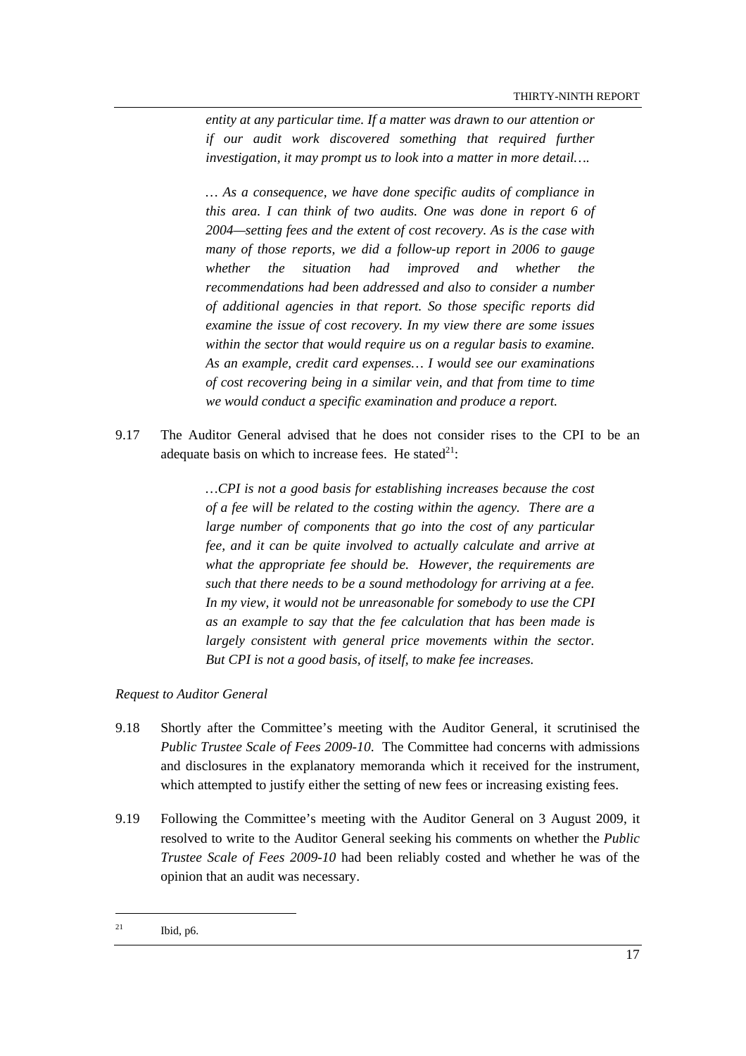*entity at any particular time. If a matter was drawn to our attention or if our audit work discovered something that required further investigation, it may prompt us to look into a matter in more detail….*

*… As a consequence, we have done specific audits of compliance in this area. I can think of two audits. One was done in report 6 of 2004—setting fees and the extent of cost recovery. As is the case with many of those reports, we did a follow-up report in 2006 to gauge whether the situation had improved and whether the recommendations had been addressed and also to consider a number of additional agencies in that report. So those specific reports did examine the issue of cost recovery. In my view there are some issues within the sector that would require us on a regular basis to examine. As an example, credit card expenses… I would see our examinations of cost recovering being in a similar vein, and that from time to time we would conduct a specific examination and produce a report.*

9.17 The Auditor General advised that he does not consider rises to the CPI to be an adequate basis on which to increase fees. He stated[21]:

> *…CPI is not a good basis for establishing increases because the cost of a fee will be related to the costing within the agency. There are a large number of components that go into the cost of any particular fee, and it can be quite involved to actually calculate and arrive at what the appropriate fee should be. However, the requirements are such that there needs to be a sound methodology for arriving at a fee. In my view, it would not be unreasonable for somebody to use the CPI as an example to say that the fee calculation that has been made is largely consistent with general price movements within the sector. But CPI is not a good basis, of itself, to make fee increases.*

*Request to Auditor General*

9.18 Shortly after the Committee's meeting with the Auditor General, it scrutinised the *Public Trustee Scale of Fees 2009-10*. The Committee had concerns with admissions and disclosures in the explanatory memoranda which it received for the instrument, which attempted to justify either the setting of new fees or increasing existing fees.

9.19 Following the Committee's meeting with the Auditor General on 3 August 2009, it resolved to write to the Auditor General seeking his comments on whether the *Public Trustee Scale of Fees 2009-10* had been reliably costed and whether he was of the opinion that an audit was necessary.

---

[21] Ibid, p6.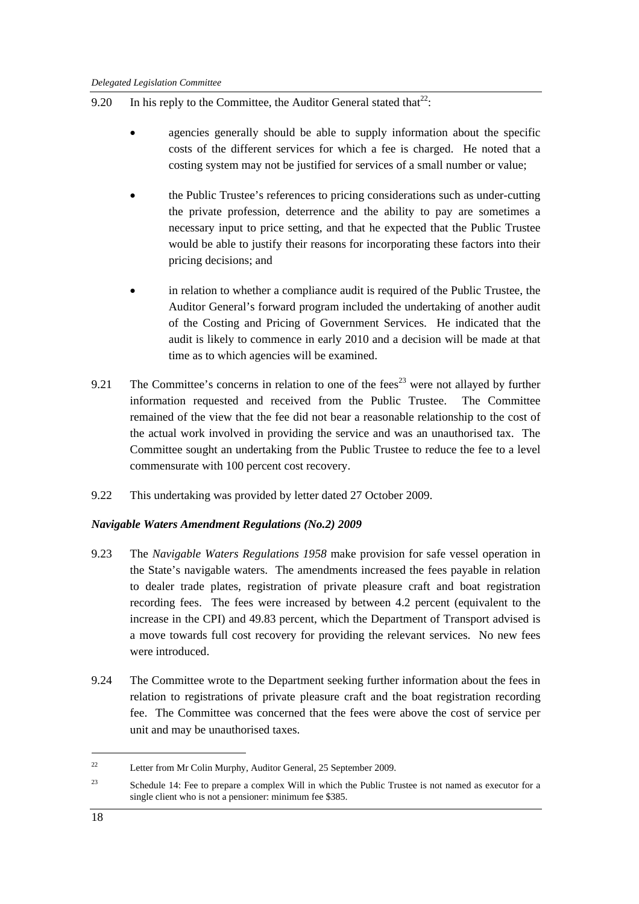9.20 In his reply to the Committee, the Auditor General stated that[22]:

- agencies generally should be able to supply information about the specific costs of the different services for which a fee is charged. He noted that a costing system may not be justified for services of a small number or value;

- the Public Trustee's references to pricing considerations such as under-cutting the private profession, deterrence and the ability to pay are sometimes a necessary input to price setting, and that he expected that the Public Trustee would be able to justify their reasons for incorporating these factors into their pricing decisions; and

- in relation to whether a compliance audit is required of the Public Trustee, the Auditor General's forward program included the undertaking of another audit of the Costing and Pricing of Government Services. He indicated that the audit is likely to commence in early 2010 and a decision will be made at that time as to which agencies will be examined.

9.21 The Committee's concerns in relation to one of the fees[23] were not allayed by further information requested and received from the Public Trustee. The Committee remained of the view that the fee did not bear a reasonable relationship to the cost of the actual work involved in providing the service and was an unauthorised tax. The Committee sought an undertaking from the Public Trustee to reduce the fee to a level commensurate with 100 percent cost recovery.

9.22 This undertaking was provided by letter dated 27 October 2009.

### *Navigable Waters Amendment Regulations (No.2) 2009*

9.23 The *Navigable Waters Regulations 1958* make provision for safe vessel operation in the State's navigable waters. The amendments increased the fees payable in relation to dealer trade plates, registration of private pleasure craft and boat registration recording fees. The fees were increased by between 4.2 percent (equivalent to the increase in the CPI) and 49.83 percent, which the Department of Transport advised is a move towards full cost recovery for providing the relevant services. No new fees were introduced.

9.24 The Committee wrote to the Department seeking further information about the fees in relation to registrations of private pleasure craft and the boat registration recording fee. The Committee was concerned that the fees were above the cost of service per unit and may be unauthorised taxes.

---

[22] Letter from Mr Colin Murphy, Auditor General, 25 September 2009.

[23] Schedule 14: Fee to prepare a complex Will in which the Public Trustee is not named as executor for a single client who is not a pensioner: minimum fee $385.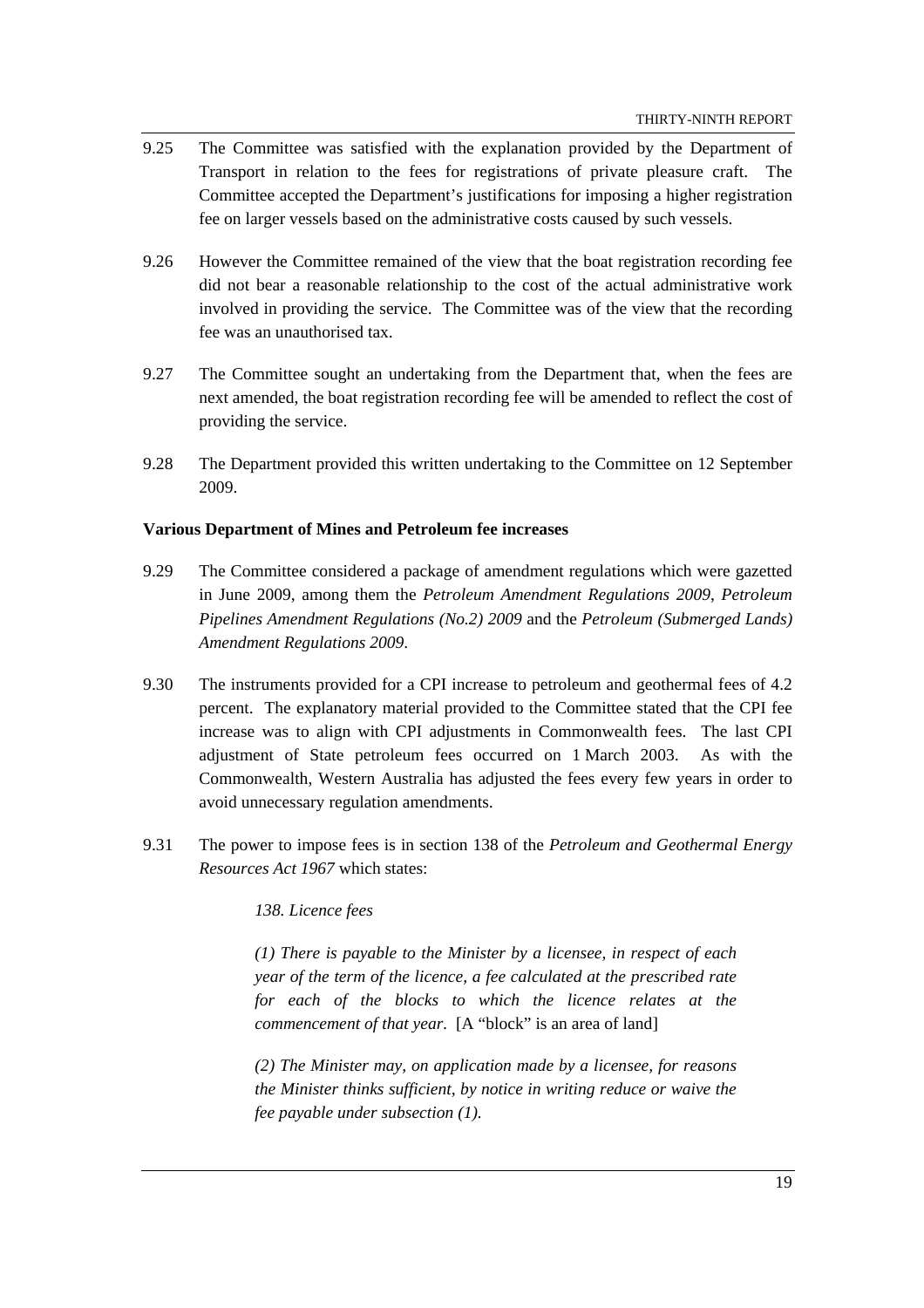9.25 The Committee was satisfied with the explanation provided by the Department of Transport in relation to the fees for registrations of private pleasure craft. The Committee accepted the Department's justifications for imposing a higher registration fee on larger vessels based on the administrative costs caused by such vessels.

9.26 However the Committee remained of the view that the boat registration recording fee did not bear a reasonable relationship to the cost of the actual administrative work involved in providing the service. The Committee was of the view that the recording fee was an unauthorised tax.

9.27 The Committee sought an undertaking from the Department that, when the fees are next amended, the boat registration recording fee will be amended to reflect the cost of providing the service.

9.28 The Department provided this written undertaking to the Committee on 12 September 2009.

**Various Department of Mines and Petroleum fee increases**

9.29 The Committee considered a package of amendment regulations which were gazetted in June 2009, among them the *Petroleum Amendment Regulations 2009*, *Petroleum Pipelines Amendment Regulations (No.2) 2009* and the *Petroleum (Submerged Lands) Amendment Regulations 2009*.

9.30 The instruments provided for a CPI increase to petroleum and geothermal fees of 4.2 percent. The explanatory material provided to the Committee stated that the CPI fee increase was to align with CPI adjustments in Commonwealth fees. The last CPI adjustment of State petroleum fees occurred on 1 March 2003. As with the Commonwealth, Western Australia has adjusted the fees every few years in order to avoid unnecessary regulation amendments.

9.31 The power to impose fees is in section 138 of the *Petroleum and Geothermal Energy Resources Act 1967* which states:

> *138. Licence fees*
>
> *(1) There is payable to the Minister by a licensee, in respect of each year of the term of the licence, a fee calculated at the prescribed rate for each of the blocks to which the licence relates at the commencement of that year.* [A "block" is an area of land]
>
> *(2) The Minister may, on application made by a licensee, for reasons the Minister thinks sufficient, by notice in writing reduce or waive the fee payable under subsection (1).*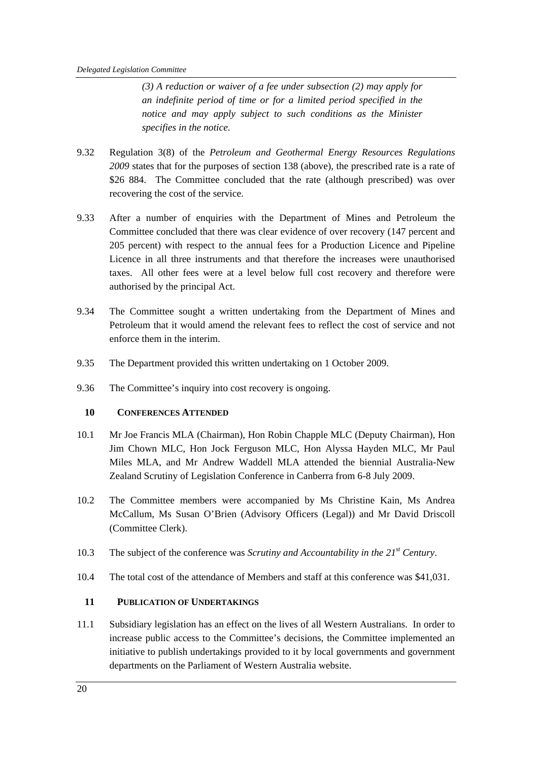> *(3) A reduction or waiver of a fee under subsection (2) may apply for an indefinite period of time or for a limited period specified in the notice and may apply subject to such conditions as the Minister specifies in the notice.*

9.32 Regulation 3(8) of the *Petroleum and Geothermal Energy Resources Regulations 2009* states that for the purposes of section 138 (above), the prescribed rate is a rate of \$26 884. The Committee concluded that the rate (although prescribed) was over recovering the cost of the service.

9.33 After a number of enquiries with the Department of Mines and Petroleum the Committee concluded that there was clear evidence of over recovery (147 percent and 205 percent) with respect to the annual fees for a Production Licence and Pipeline Licence in all three instruments and that therefore the increases were unauthorised taxes. All other fees were at a level below full cost recovery and therefore were authorised by the principal Act.

9.34 The Committee sought a written undertaking from the Department of Mines and Petroleum that it would amend the relevant fees to reflect the cost of service and not enforce them in the interim.

9.35 The Department provided this written undertaking on 1 October 2009.

9.36 The Committee's inquiry into cost recovery is ongoing.

## 10 CONFERENCES ATTENDED

10.1 Mr Joe Francis MLA (Chairman), Hon Robin Chapple MLC (Deputy Chairman), Hon Jim Chown MLC, Hon Jock Ferguson MLC, Hon Alyssa Hayden MLC, Mr Paul Miles MLA, and Mr Andrew Waddell MLA attended the biennial Australia-New Zealand Scrutiny of Legislation Conference in Canberra from 6-8 July 2009.

10.2 The Committee members were accompanied by Ms Christine Kain, Ms Andrea McCallum, Ms Susan O'Brien (Advisory Officers (Legal)) and Mr David Driscoll (Committee Clerk).

10.3 The subject of the conference was *Scrutiny and Accountability in the 21st Century*.

10.4 The total cost of the attendance of Members and staff at this conference was \$41,031.

## 11 PUBLICATION OF UNDERTAKINGS

11.1 Subsidiary legislation has an effect on the lives of all Western Australians. In order to increase public access to the Committee's decisions, the Committee implemented an initiative to publish undertakings provided to it by local governments and government departments on the Parliament of Western Australia website.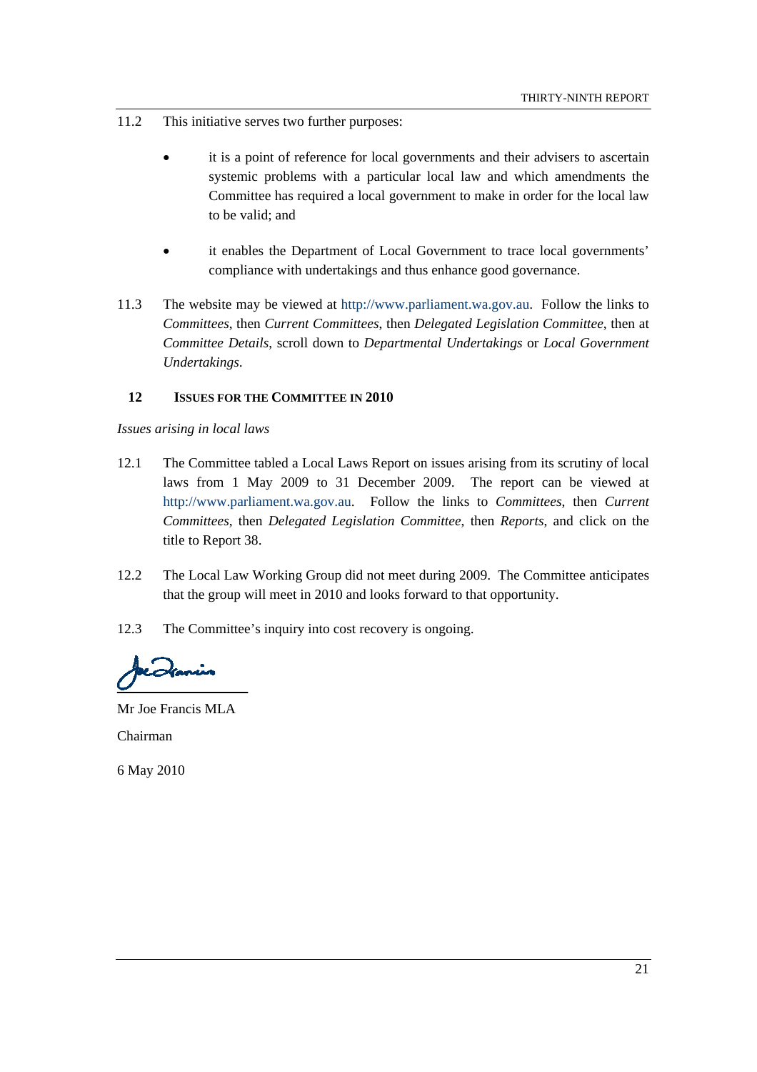11.2 This initiative serves two further purposes:

- it is a point of reference for local governments and their advisers to ascertain systemic problems with a particular local law and which amendments the Committee has required a local government to make in order for the local law to be valid; and

- it enables the Department of Local Government to trace local governments' compliance with undertakings and thus enhance good governance.

11.3 The website may be viewed at http://www.parliament.wa.gov.au. Follow the links to *Committees*, then *Current Committees*, then *Delegated Legislation Committee*, then at *Committee Details*, scroll down to *Departmental Undertakings* or *Local Government Undertakings*.

## 12 ISSUES FOR THE COMMITTEE IN 2010

*Issues arising in local laws*

12.1 The Committee tabled a Local Laws Report on issues arising from its scrutiny of local laws from 1 May 2009 to 31 December 2009. The report can be viewed at http://www.parliament.wa.gov.au. Follow the links to *Committees*, then *Current Committees*, then *Delegated Legislation Committee*, then *Reports*, and click on the title to Report 38.

12.2 The Local Law Working Group did not meet during 2009. The Committee anticipates that the group will meet in 2010 and looks forward to that opportunity.

12.3 The Committee's inquiry into cost recovery is ongoing.

Mr Joe Francis MLA

Chairman

6 May 2010